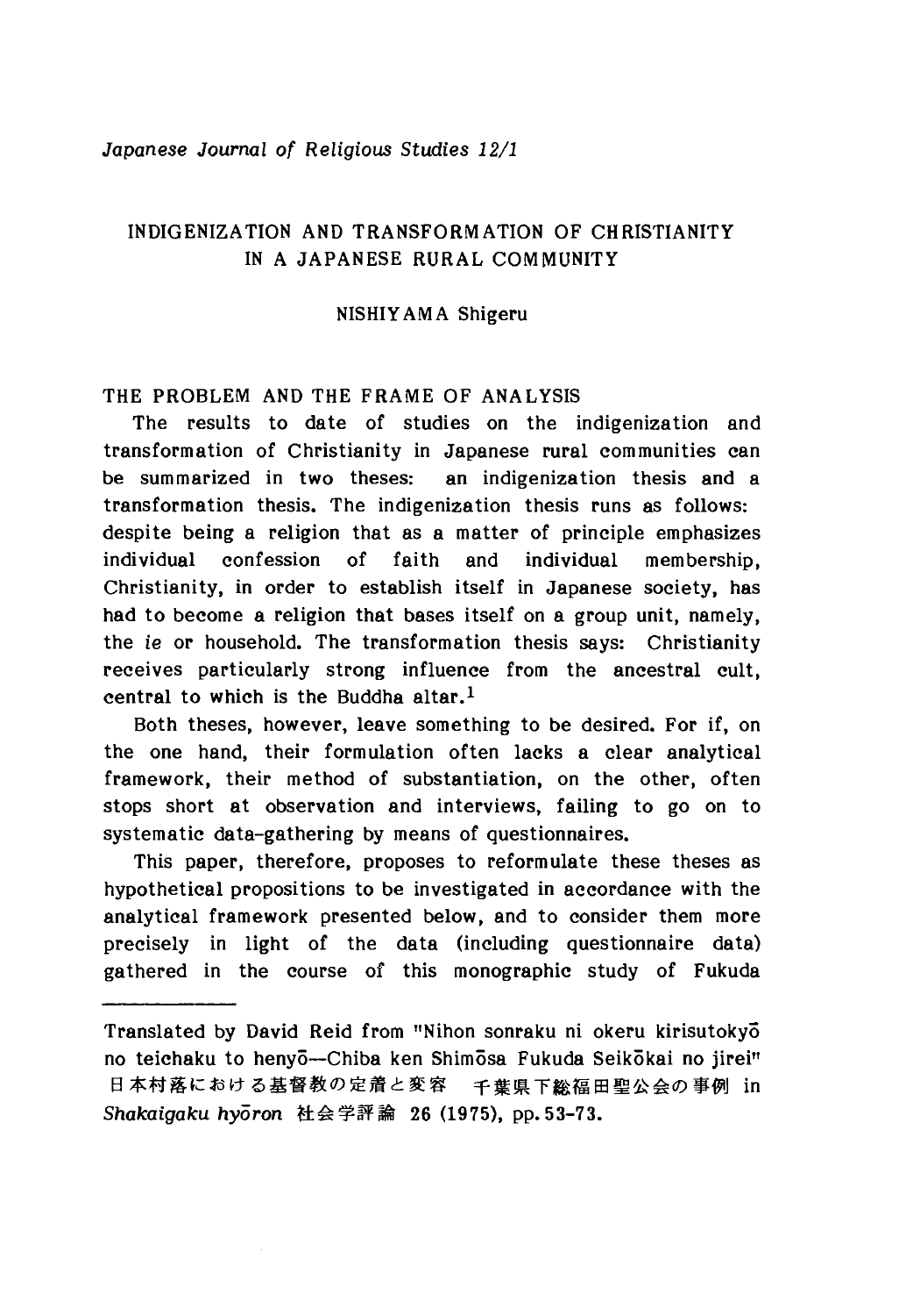# INDIGENIZATION AND TRANSFORMATION OF CHRISTIANITY IN A JAPANESE RURAL COMMUNITY

NISHIYAMA Shigeru

## THE PROBLEM AND THE FRAME OF ANALYSIS

The results to date of studies on the indigenization and transformation of Christianity in Japanese rural communities can be summarized in two theses: an indigenization thesis and a transformation thesis. The indigenization thesis runs as follows: despite being a religion that as a matter of principle emphasizes individual confession of faith and individual membership, Christianity, in order to establish itself in Japanese society, has had to become a religion that bases itself on a group unit, namely, the *ie* or household. The transformation thesis says: Christianity receives particularly strong influence from the ancestral cult, central to which is the Buddha altar.[1]

Both theses, however, leave something to be desired. For if, on the one hand, their formulation often lacks a clear analytical framework, their method of substantiation, on the other, often stops short at observation and interviews, failing to go on to systematic data-gathering by means of questionnaires.

This paper, therefore, proposes to reformulate these theses as hypothetical propositions to be investigated in accordance with the analytical framework presented below, and to consider them more precisely in light of the data (including questionnaire data) gathered in the course of this monographic study of Fukuda

---

Translated by David Reid from "Nihon sonraku ni okeru kirisutokyō no teichaku to henyō—Chiba ken Shimōsa Fukuda Seikōkai no jirei" 日本村落における基督教の定着と変容　千葉県下総福田聖公会の事例 in *Shakaigaku hyōron* 社会学評論 26 (1975), pp. 53-73.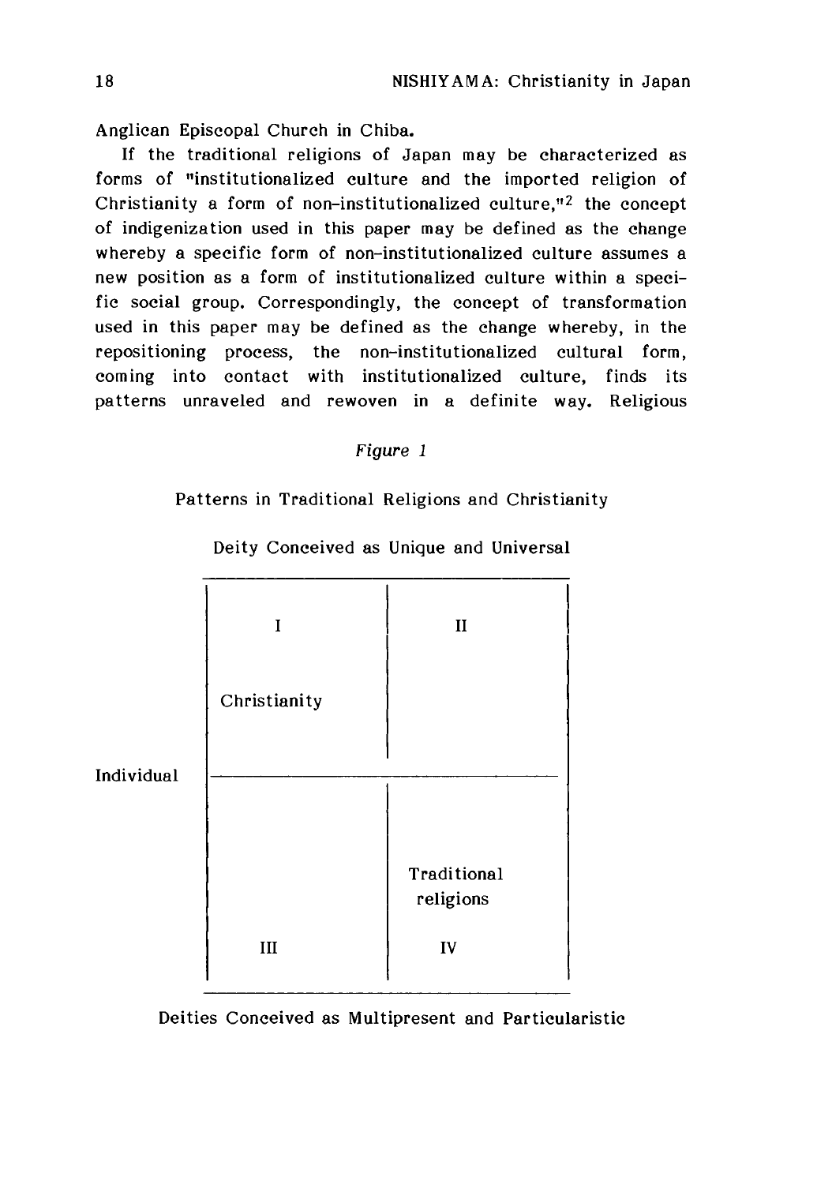Anglican Episcopal Church in Chiba.

If the traditional religions of Japan may be characterized as forms of "institutionalized culture and the imported religion of Christianity a form of non-institutionalized culture,"[2] the concept of indigenization used in this paper may be defined as the change whereby a specific form of non-institutionalized culture assumes a new position as a form of institutionalized culture within a specific social group. Correspondingly, the concept of transformation used in this paper may be defined as the change whereby, in the repositioning process, the non-institutionalized cultural form, coming into contact with institutionalized culture, finds its patterns unraveled and rewoven in a definite way. Religious

*Figure 1*

Patterns in Traditional Religions and Christianity

Deity Conceived as Unique and Universal

| | | |
|---|---|---|
| | I<br>Christianity | II |
| Individual | III | Traditional religions<br>IV |

Deities Conceived as Multipresent and Particularistic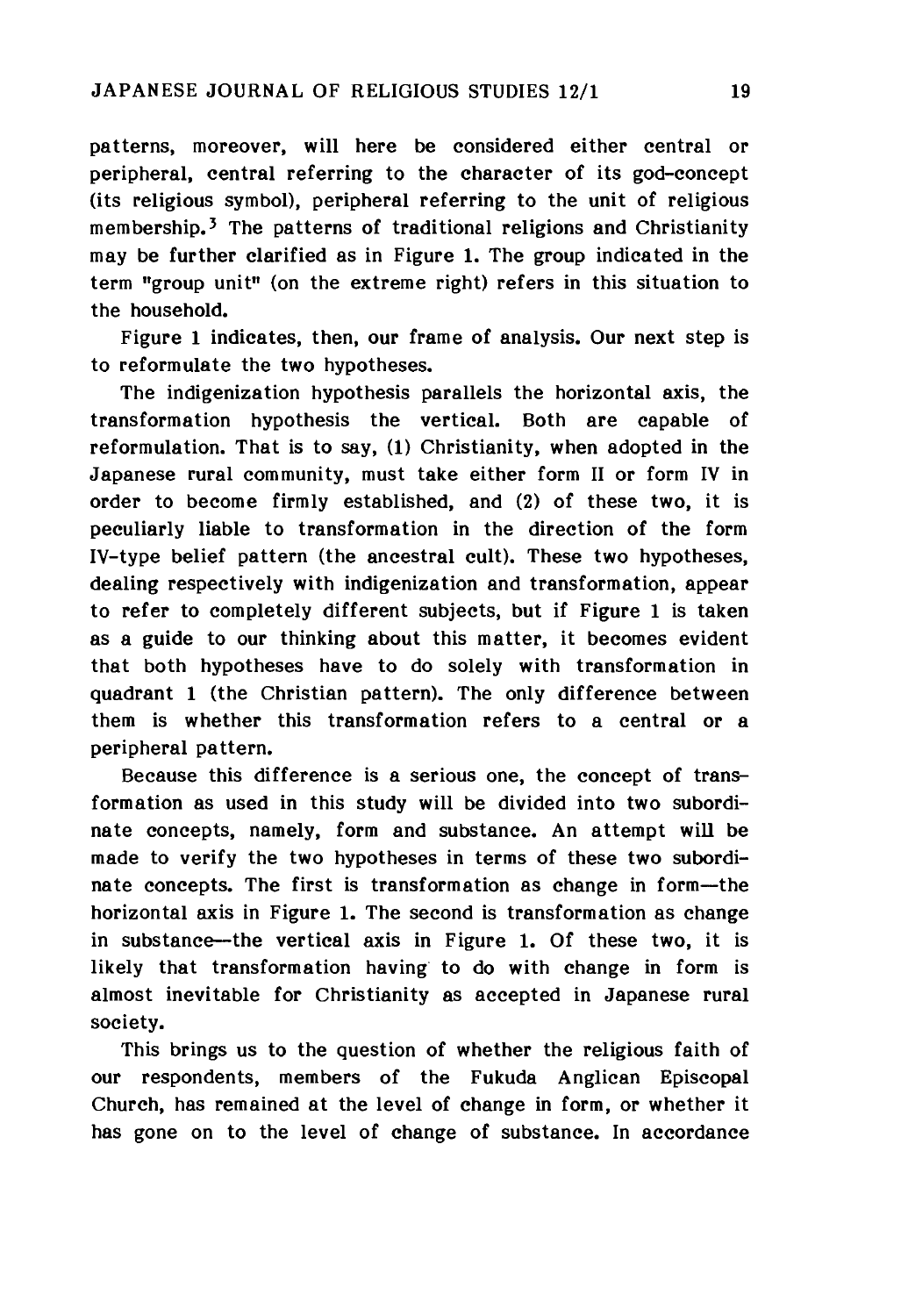patterns, moreover, will here be considered either central or peripheral, central referring to the character of its god-concept (its religious symbol), peripheral referring to the unit of religious membership.[3] The patterns of traditional religions and Christianity may be further clarified as in Figure 1. The group indicated in the term "group unit" (on the extreme right) refers in this situation to the household.

Figure 1 indicates, then, our frame of analysis. Our next step is to reformulate the two hypotheses.

The indigenization hypothesis parallels the horizontal axis, the transformation hypothesis the vertical. Both are capable of reformulation. That is to say, (1) Christianity, when adopted in the Japanese rural community, must take either form II or form IV in order to become firmly established, and (2) of these two, it is peculiarly liable to transformation in the direction of the form IV-type belief pattern (the ancestral cult). These two hypotheses, dealing respectively with indigenization and transformation, appear to refer to completely different subjects, but if Figure 1 is taken as a guide to our thinking about this matter, it becomes evident that both hypotheses have to do solely with transformation in quadrant 1 (the Christian pattern). The only difference between them is whether this transformation refers to a central or a peripheral pattern.

Because this difference is a serious one, the concept of transformation as used in this study will be divided into two subordinate concepts, namely, form and substance. An attempt will be made to verify the two hypotheses in terms of these two subordinate concepts. The first is transformation as change in form—the horizontal axis in Figure 1. The second is transformation as change in substance—the vertical axis in Figure 1. Of these two, it is likely that transformation having to do with change in form is almost inevitable for Christianity as accepted in Japanese rural society.

This brings us to the question of whether the religious faith of our respondents, members of the Fukuda Anglican Episcopal Church, has remained at the level of change in form, or whether it has gone on to the level of change of substance. In accordance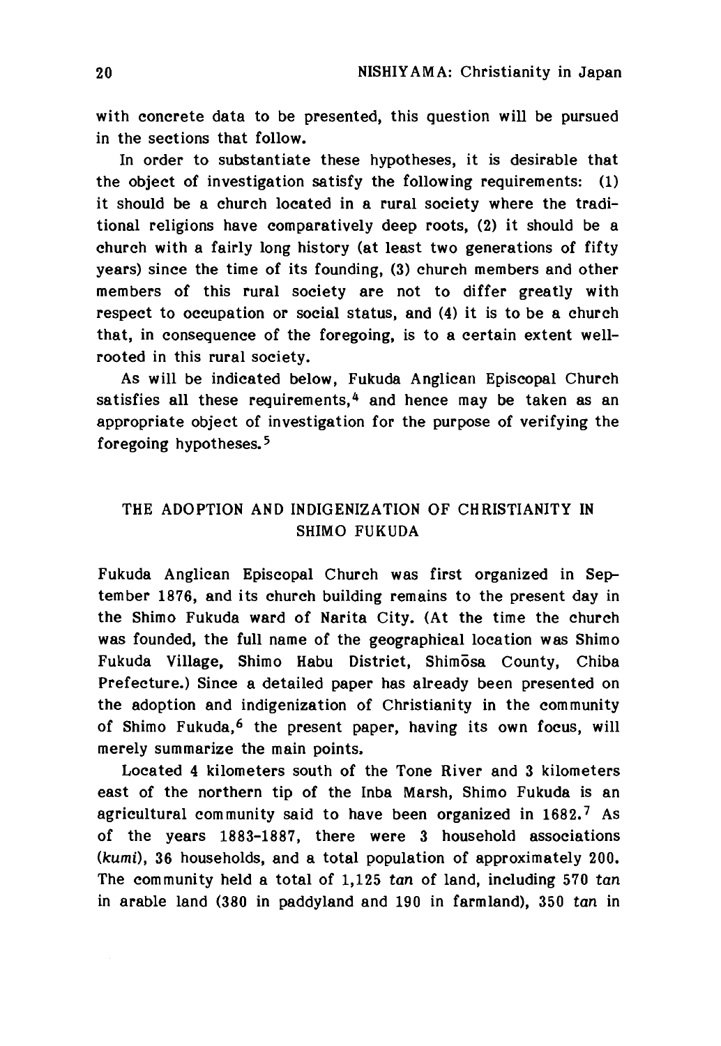with concrete data to be presented, this question will be pursued in the sections that follow.

In order to substantiate these hypotheses, it is desirable that the object of investigation satisfy the following requirements: (1) it should be a church located in a rural society where the traditional religions have comparatively deep roots, (2) it should be a church with a fairly long history (at least two generations of fifty years) since the time of its founding, (3) church members and other members of this rural society are not to differ greatly with respect to occupation or social status, and (4) it is to be a church that, in consequence of the foregoing, is to a certain extent well-rooted in this rural society.

As will be indicated below, Fukuda Anglican Episcopal Church satisfies all these requirements,[4] and hence may be taken as an appropriate object of investigation for the purpose of verifying the foregoing hypotheses.[5]

## THE ADOPTION AND INDIGENIZATION OF CHRISTIANITY IN SHIMO FUKUDA

Fukuda Anglican Episcopal Church was first organized in September 1876, and its church building remains to the present day in the Shimo Fukuda ward of Narita City. (At the time the church was founded, the full name of the geographical location was Shimo Fukuda Village, Shimo Habu District, Shimōsa County, Chiba Prefecture.) Since a detailed paper has already been presented on the adoption and indigenization of Christianity in the community of Shimo Fukuda,[6] the present paper, having its own focus, will merely summarize the main points.

Located 4 kilometers south of the Tone River and 3 kilometers east of the northern tip of the Inba Marsh, Shimo Fukuda is an agricultural community said to have been organized in 1682.[7] As of the years 1883-1887, there were 3 household associations (*kumi*), 36 households, and a total population of approximately 200. The community held a total of 1,125 *tan* of land, including 570 *tan* in arable land (380 in paddyland and 190 in farmland), 350 *tan* in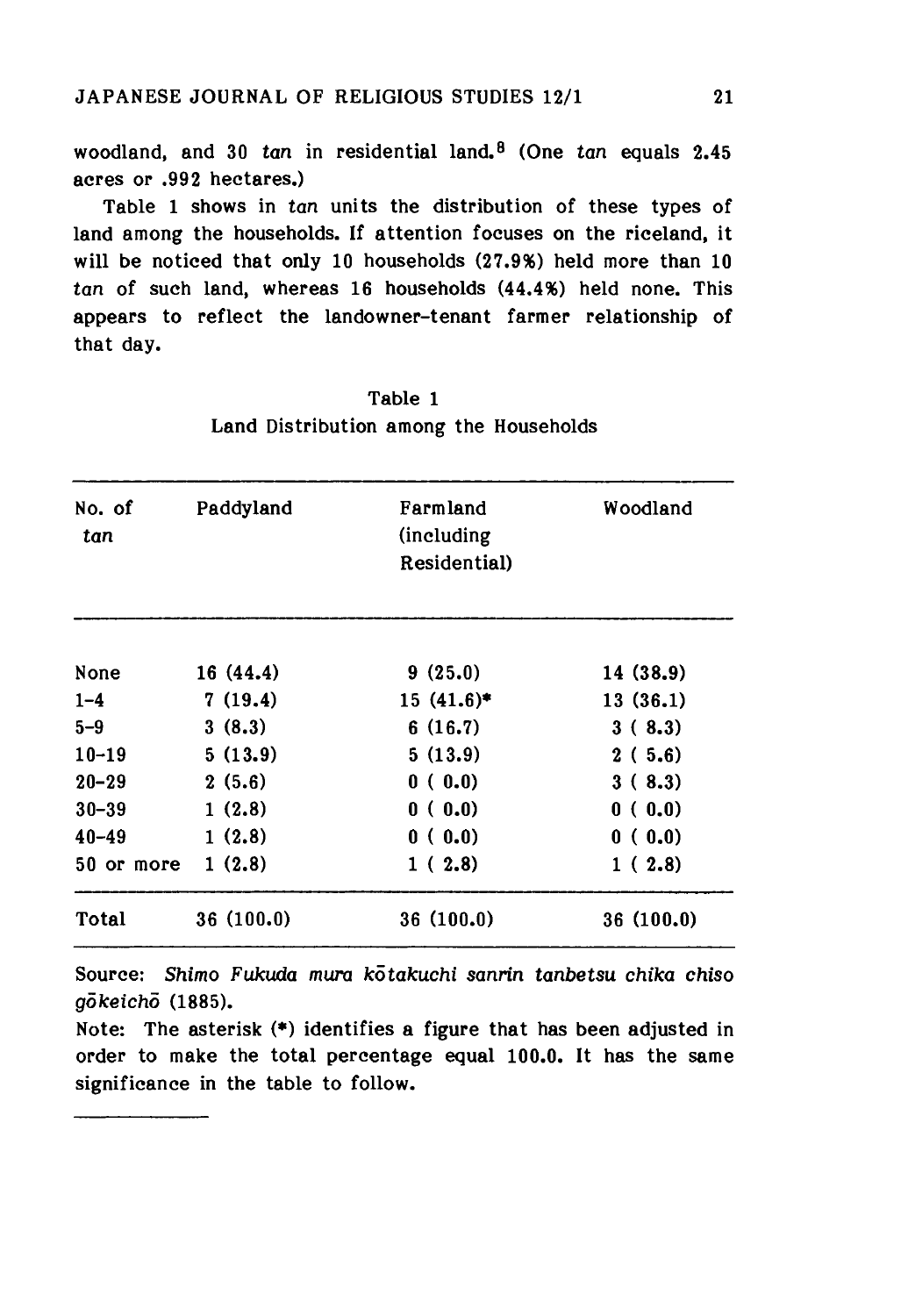woodland, and 30 *tan* in residential land.[8] (One *tan* equals 2.45 acres or .992 hectares.)

Table 1 shows in *tan* units the distribution of these types of land among the households. If attention focuses on the riceland, it will be noticed that only 10 households (27.9%) held more than 10 *tan* of such land, whereas 16 households (44.4%) held none. This appears to reflect the landowner-tenant farmer relationship of that day.

Table 1
Land Distribution among the Households

| No. of *tan* | Paddyland | Farmland (including Residential) | Woodland |
|---|---|---|---|
| None | 16 (44.4) | 9 (25.0) | 14 (38.9) |
| 1–4 | 7 (19.4) | 15 (41.6)* | 13 (36.1) |
| 5–9 | 3 (8.3) | 6 (16.7) | 3 ( 8.3) |
| 10–19 | 5 (13.9) | 5 (13.9) | 2 ( 5.6) |
| 20–29 | 2 (5.6) | 0 ( 0.0) | 3 ( 8.3) |
| 30–39 | 1 (2.8) | 0 ( 0.0) | 0 ( 0.0) |
| 40–49 | 1 (2.8) | 0 ( 0.0) | 0 ( 0.0) |
| 50 or more | 1 (2.8) | 1 ( 2.8) | 1 ( 2.8) |
| Total | 36 (100.0) | 36 (100.0) | 36 (100.0) |

Source: *Shimo Fukuda mura kōtakuchi sanrin tanbetsu chika chiso gōkeichō* (1885).

Note: The asterisk (*) identifies a figure that has been adjusted in order to make the total percentage equal 100.0. It has the same significance in the table to follow.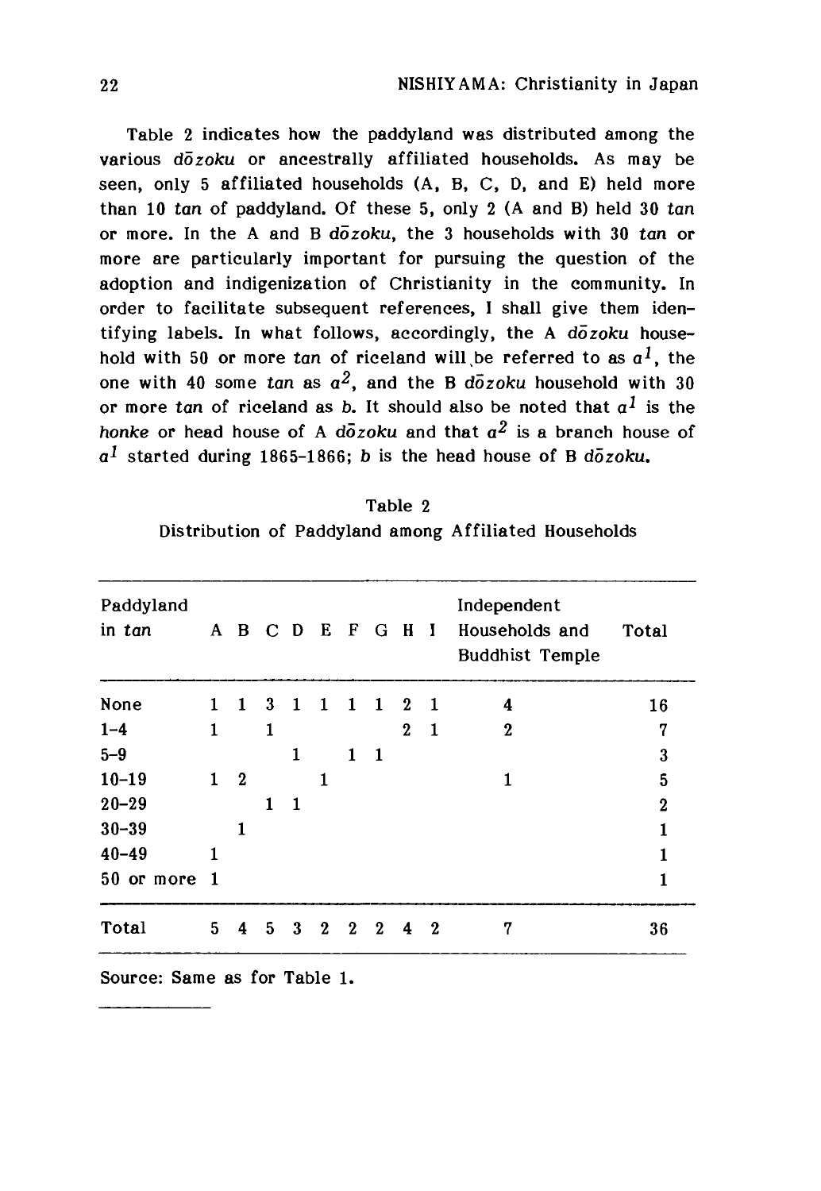Table 2 indicates how the paddyland was distributed among the various *dōzoku* or ancestrally affiliated households. As may be seen, only 5 affiliated households (A, B, C, D, and E) held more than 10 *tan* of paddyland. Of these 5, only 2 (A and B) held 30 *tan* or more. In the A and B *dōzoku*, the 3 households with 30 *tan* or more are particularly important for pursuing the question of the adoption and indigenization of Christianity in the community. In order to facilitate subsequent references, I shall give them identifying labels. In what follows, accordingly, the A *dōzoku* household with 50 or more *tan* of riceland will be referred to as $a^1$, the one with 40 some *tan* as $a^2$, and the B *dōzoku* household with 30 or more *tan* of riceland as *b*. It should also be noted that $a^1$ is the *honke* or head house of A *dōzoku* and that $a^2$ is a branch house of $a^1$ started during 1865-1866; *b* is the head house of B *dōzoku*.

Table 2
Distribution of Paddyland among Affiliated Households

| Paddyland in *tan* | A | B | C | D | E | F | G | H | I | Independent Households and Buddhist Temple | Total |
|---|---|---|---|---|---|---|---|---|---|---|---|
| None | 1 | 1 | 3 | 1 | 1 | 1 | 1 | 2 | 1 | 4 | 16 |
| 1–4 | 1 | | 1 | | | | | 2 | 1 | 2 | 7 |
| 5–9 | | | | 1 | | 1 | 1 | | | | 3 |
| 10–19 | 1 | 2 | | | 1 | | | | | 1 | 5 |
| 20–29 | | | 1 | 1 | | | | | | | 2 |
| 30–39 | | 1 | | | | | | | | | 1 |
| 40–49 | 1 | | | | | | | | | | 1 |
| 50 or more | 1 | | | | | | | | | | 1 |
| Total | 5 | 4 | 5 | 3 | 2 | 2 | 2 | 4 | 2 | 7 | 36 |

Source: Same as for Table 1.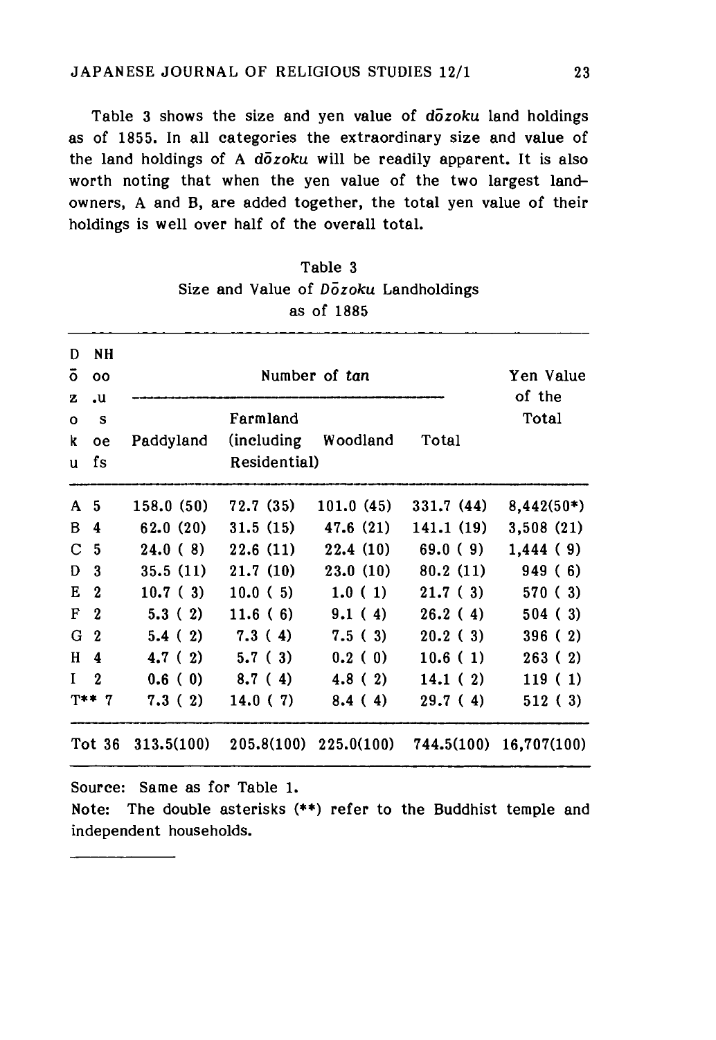Table 3 shows the size and yen value of *dōzoku* land holdings as of 1855. In all categories the extraordinary size and value of the land holdings of A *dōzoku* will be readily apparent. It is also worth noting that when the yen value of the two largest landowners, A and B, are added together, the total yen value of their holdings is well over half of the overall total.

Table 3
Size and Value of *Dōzoku* Landholdings
as of 1885

| Dōzoku | No. of Houses | Number of *tan* | | | | Yen Value of the Total |
|---|---|---|---|---|---|---|
| | | Paddyland | Farmland (including Residential) | Woodland | Total | |
| A | 5 | 158.0 (50) | 72.7 (35) | 101.0 (45) | 331.7 (44) | 8,442(50*) |
| B | 4 | 62.0 (20) | 31.5 (15) | 47.6 (21) | 141.1 (19) | 3,508 (21) |
| C | 5 | 24.0 ( 8) | 22.6 (11) | 22.4 (10) | 69.0 ( 9) | 1,444 ( 9) |
| D | 3 | 35.5 (11) | 21.7 (10) | 23.0 (10) | 80.2 (11) | 949 ( 6) |
| E | 2 | 10.7 ( 3) | 10.0 ( 5) | 1.0 ( 1) | 21.7 ( 3) | 570 ( 3) |
| F | 2 | 5.3 ( 2) | 11.6 ( 6) | 9.1 ( 4) | 26.2 ( 4) | 504 ( 3) |
| G | 2 | 5.4 ( 2) | 7.3 ( 4) | 7.5 ( 3) | 20.2 ( 3) | 396 ( 2) |
| H | 4 | 4.7 ( 2) | 5.7 ( 3) | 0.2 ( 0) | 10.6 ( 1) | 263 ( 2) |
| I | 2 | 0.6 ( 0) | 8.7 ( 4) | 4.8 ( 2) | 14.1 ( 2) | 119 ( 1) |
| T** | 7 | 7.3 ( 2) | 14.0 ( 7) | 8.4 ( 4) | 29.7 ( 4) | 512 ( 3) |
| Tot | 36 | 313.5(100) | 205.8(100) | 225.0(100) | 744.5(100) | 16,707(100) |

Source: Same as for Table 1.

Note: The double asterisks (**) refer to the Buddhist temple and independent households.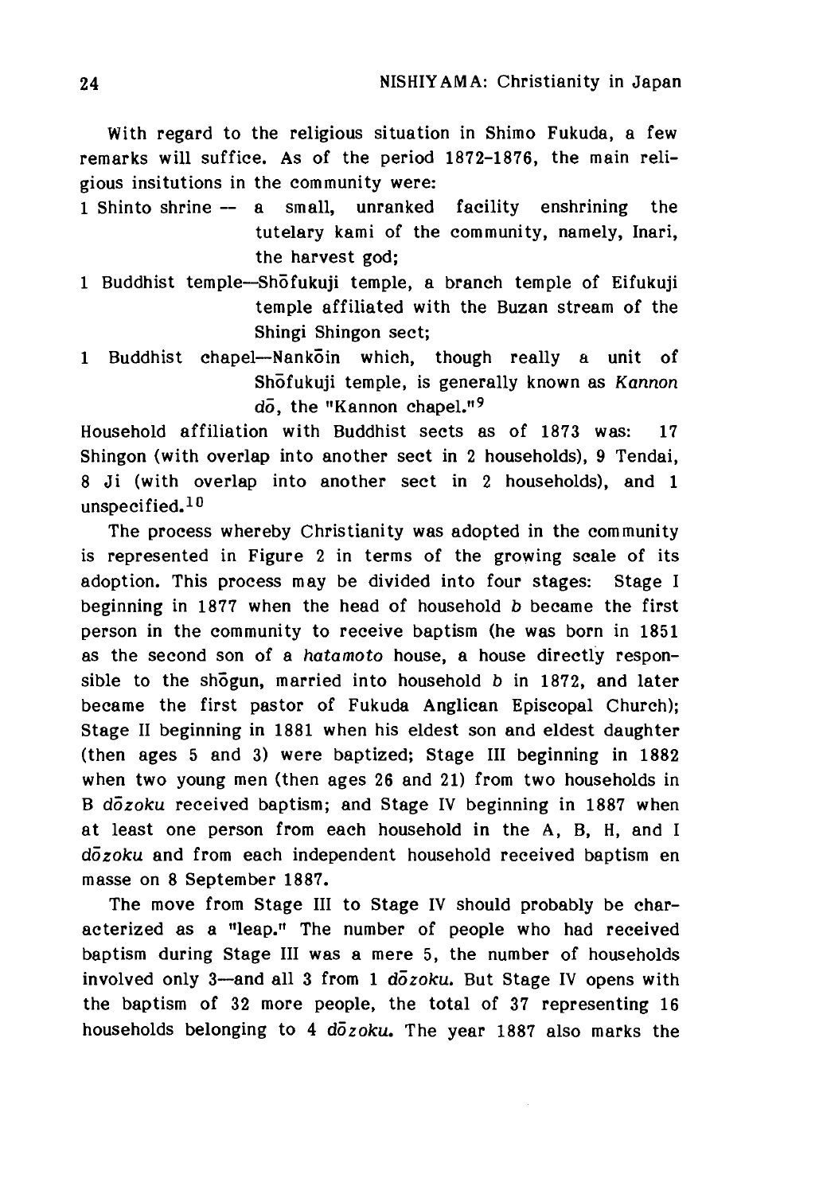With regard to the religious situation in Shimo Fukuda, a few remarks will suffice. As of the period 1872-1876, the main religious insitutions in the community were:

1 Shinto shrine -- a small, unranked facility enshrining the tutelary kami of the community, namely, Inari, the harvest god;

1 Buddhist temple—Shōfukuji temple, a branch temple of Eifukuji temple affiliated with the Buzan stream of the Shingi Shingon sect;

1 Buddhist chapel—Nankōin which, though really a unit of Shōfukuji temple, is generally known as *Kannon dō*, the "Kannon chapel."[9]

Household affiliation with Buddhist sects as of 1873 was: 17 Shingon (with overlap into another sect in 2 households), 9 Tendai, 8 Ji (with overlap into another sect in 2 households), and 1 unspecified.[10]

The process whereby Christianity was adopted in the community is represented in Figure 2 in terms of the growing scale of its adoption. This process may be divided into four stages: Stage I beginning in 1877 when the head of household *b* became the first person in the community to receive baptism (he was born in 1851 as the second son of a *hatamoto* house, a house directly responsible to the shōgun, married into household *b* in 1872, and later became the first pastor of Fukuda Anglican Episcopal Church); Stage II beginning in 1881 when his eldest son and eldest daughter (then ages 5 and 3) were baptized; Stage III beginning in 1882 when two young men (then ages 26 and 21) from two households in B *dōzoku* received baptism; and Stage IV beginning in 1887 when at least one person from each household in the A, B, H, and I *dōzoku* and from each independent household received baptism en masse on 8 September 1887.

The move from Stage III to Stage IV should probably be characterized as a "leap." The number of people who had received baptism during Stage III was a mere 5, the number of households involved only 3—and all 3 from 1 *dōzoku*. But Stage IV opens with the baptism of 32 more people, the total of 37 representing 16 households belonging to 4 *dōzoku*. The year 1887 also marks the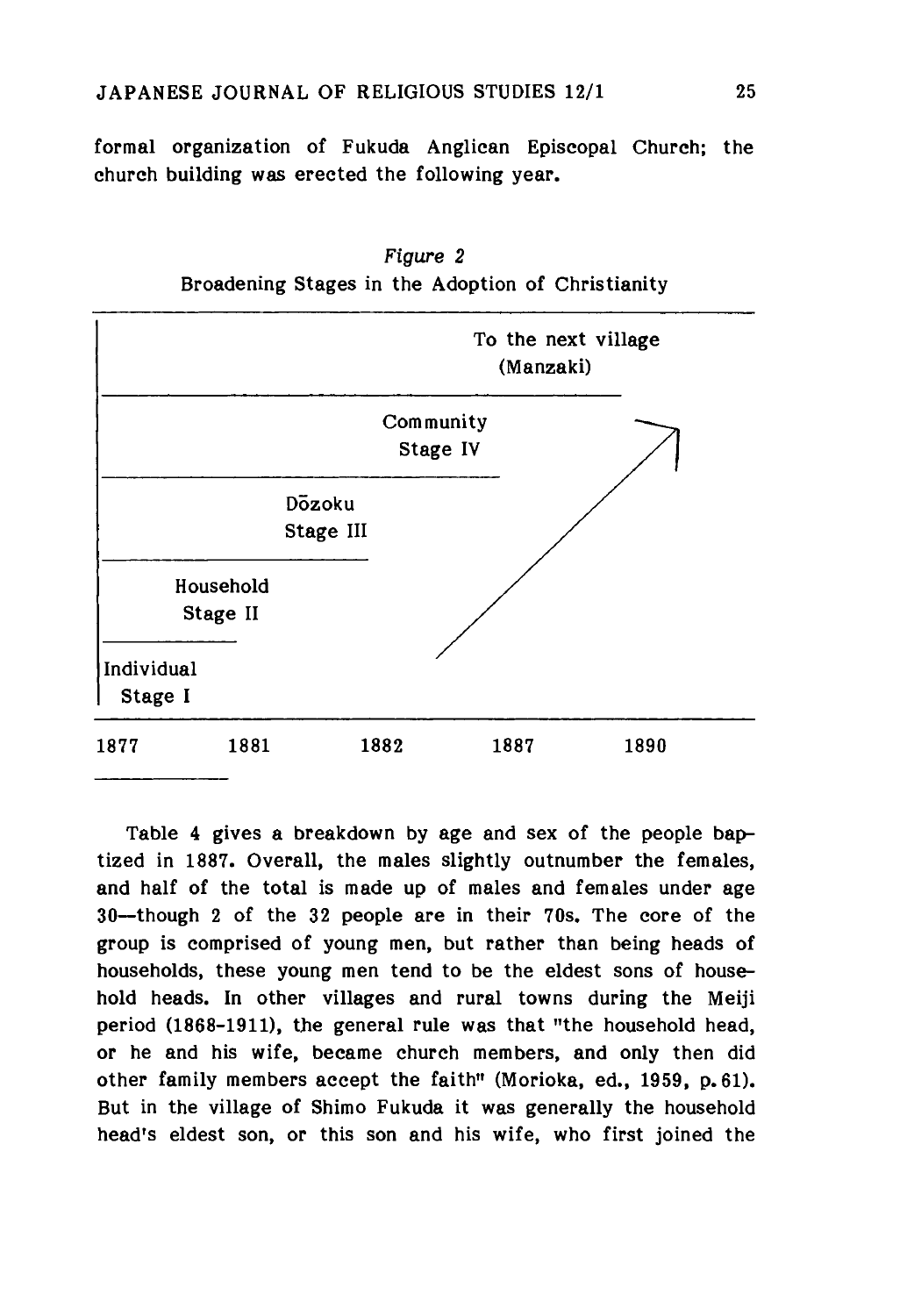formal organization of Fukuda Anglican Episcopal Church; the church building was erected the following year.

*Figure 2*

Broadening Stages in the Adoption of Christianity

| | | | | |
|---|---|---|---|---|
| | | | To the next village (Manzaki) | |
| | | Community Stage IV | | |
| | Dōzoku Stage III | | | |
| Household Stage II | | | | |
| Individual Stage I | | | | |
| 1877 | 1881 | 1882 | 1887 | 1890 |

Table 4 gives a breakdown by age and sex of the people baptized in 1887. Overall, the males slightly outnumber the females, and half of the total is made up of males and females under age 30—though 2 of the 32 people are in their 70s. The core of the group is comprised of young men, but rather than being heads of households, these young men tend to be the eldest sons of household heads. In other villages and rural towns during the Meiji period (1868-1911), the general rule was that "the household head, or he and his wife, became church members, and only then did other family members accept the faith" (Morioka, ed., 1959, p. 61). But in the village of Shimo Fukuda it was generally the household head's eldest son, or this son and his wife, who first joined the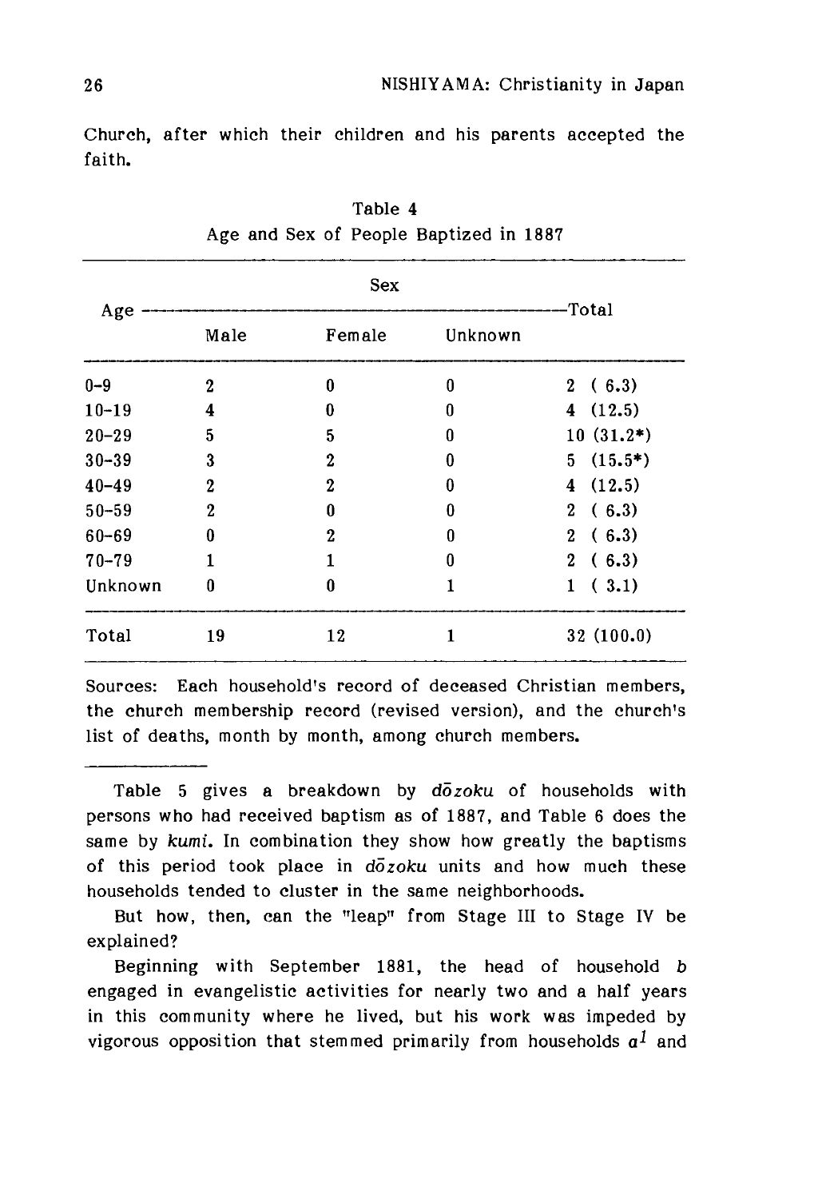Church, after which their children and his parents accepted the faith.

Table 4
Age and Sex of People Baptized in 1887

| Age | Sex | | | Total |
|---|---|---|---|---|
| | Male | Female | Unknown | |
| 0–9 | 2 | 0 | 0 | 2 ( 6.3) |
| 10–19 | 4 | 0 | 0 | 4 (12.5) |
| 20–29 | 5 | 5 | 0 | 10 (31.2*) |
| 30–39 | 3 | 2 | 0 | 5 (15.5*) |
| 40–49 | 2 | 2 | 0 | 4 (12.5) |
| 50–59 | 2 | 0 | 0 | 2 ( 6.3) |
| 60–69 | 0 | 2 | 0 | 2 ( 6.3) |
| 70–79 | 1 | 1 | 0 | 2 ( 6.3) |
| Unknown | 0 | 0 | 1 | 1 ( 3.1) |
| Total | 19 | 12 | 1 | 32 (100.0) |

Sources: Each household's record of deceased Christian members, the church membership record (revised version), and the church's list of deaths, month by month, among church members.

---

Table 5 gives a breakdown by *dōzoku* of households with persons who had received baptism as of 1887, and Table 6 does the same by *kumi*. In combination they show how greatly the baptisms of this period took place in *dōzoku* units and how much these households tended to cluster in the same neighborhoods.

But how, then, can the "leap" from Stage III to Stage IV be explained?

Beginning with September 1881, the head of household *b* engaged in evangelistic activities for nearly two and a half years in this community where he lived, but his work was impeded by vigorous opposition that stemmed primarily from households $a^1$ and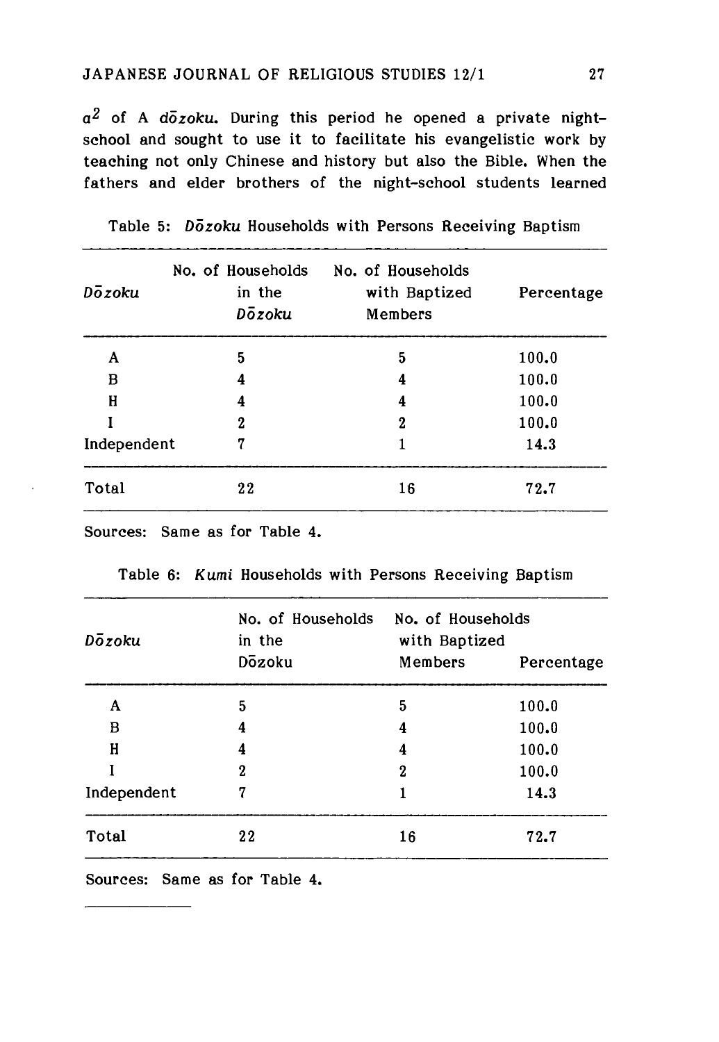$a^2$ of A *dōzoku*. During this period he opened a private night-school and sought to use it to facilitate his evangelistic work by teaching not only Chinese and history but also the Bible. When the fathers and elder brothers of the night-school students learned

Table 5: *Dōzoku* Households with Persons Receiving Baptism

| *Dōzoku* | No. of Households in the *Dōzoku* | No. of Households with Baptized Members | Percentage |
|---|---|---|---|
| A | 5 | 5 | 100.0 |
| B | 4 | 4 | 100.0 |
| H | 4 | 4 | 100.0 |
| I | 2 | 2 | 100.0 |
| Independent | 7 | 1 | 14.3 |
| Total | 22 | 16 | 72.7 |

Sources: Same as for Table 4.

Table 6: *Kumi* Households with Persons Receiving Baptism

| *Dōzoku* | No. of Households in the Dōzoku | No. of Households with Baptized Members | Percentage |
|---|---|---|---|
| A | 5 | 5 | 100.0 |
| B | 4 | 4 | 100.0 |
| H | 4 | 4 | 100.0 |
| I | 2 | 2 | 100.0 |
| Independent | 7 | 1 | 14.3 |
| Total | 22 | 16 | 72.7 |

Sources: Same as for Table 4.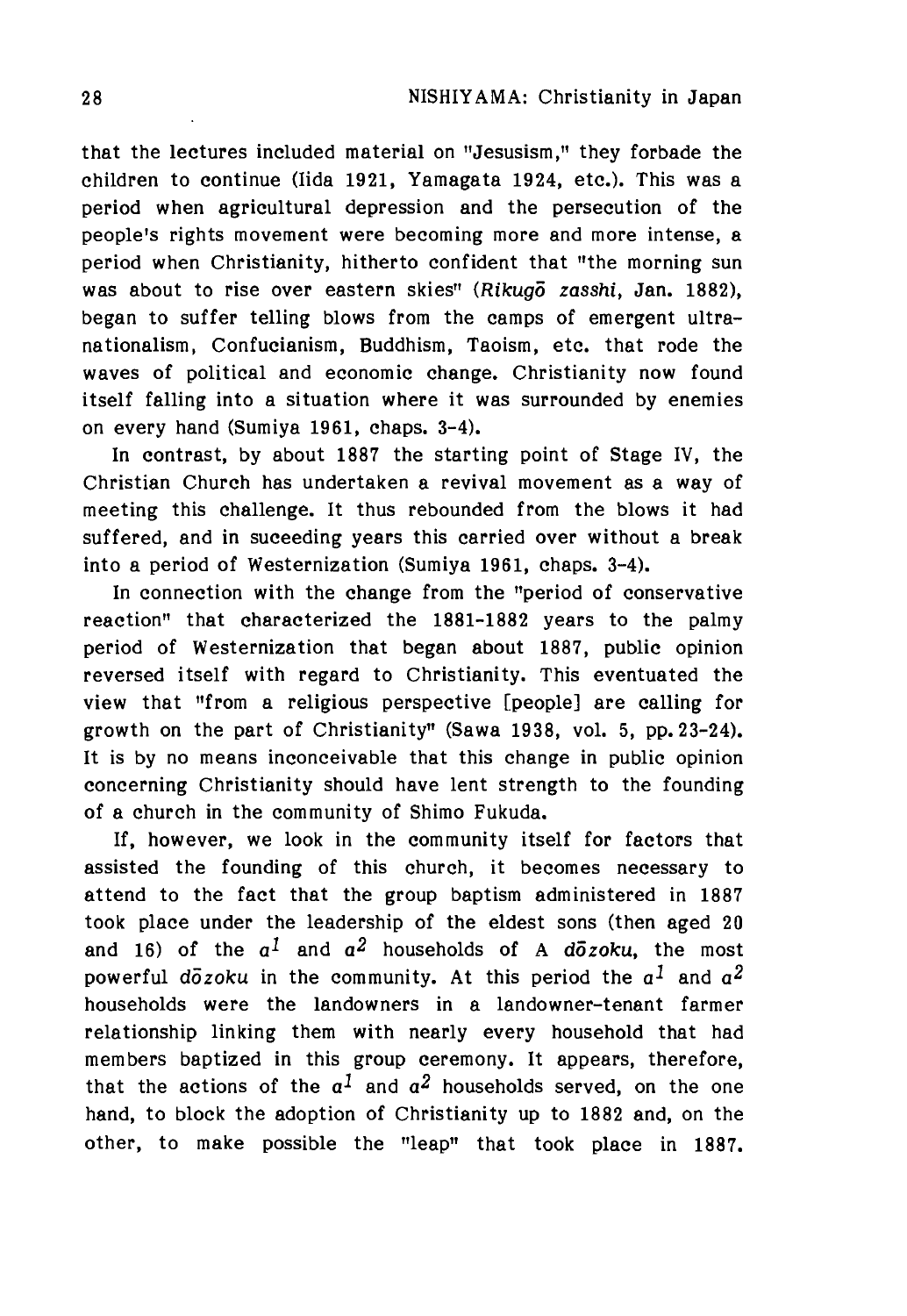that the lectures included material on "Jesusism," they forbade the children to continue (Iida 1921, Yamagata 1924, etc.). This was a period when agricultural depression and the persecution of the people's rights movement were becoming more and more intense, a period when Christianity, hitherto confident that "the morning sun was about to rise over eastern skies" (*Rikugō zasshi*, Jan. 1882), began to suffer telling blows from the camps of emergent ultra-nationalism, Confucianism, Buddhism, Taoism, etc. that rode the waves of political and economic change. Christianity now found itself falling into a situation where it was surrounded by enemies on every hand (Sumiya 1961, chaps. 3-4).

In contrast, by about 1887 the starting point of Stage IV, the Christian Church has undertaken a revival movement as a way of meeting this challenge. It thus rebounded from the blows it had suffered, and in suceeding years this carried over without a break into a period of Westernization (Sumiya 1961, chaps. 3-4).

In connection with the change from the "period of conservative reaction" that characterized the 1881-1882 years to the palmy period of Westernization that began about 1887, public opinion reversed itself with regard to Christianity. This eventuated the view that "from a religious perspective [people] are calling for growth on the part of Christianity" (Sawa 1938, vol. 5, pp. 23-24). It is by no means inconceivable that this change in public opinion concerning Christianity should have lent strength to the founding of a church in the community of Shimo Fukuda.

If, however, we look in the community itself for factors that assisted the founding of this church, it becomes necessary to attend to the fact that the group baptism administered in 1887 took place under the leadership of the eldest sons (then aged 20 and 16) of the $a^1$ and $a^2$ households of A *dōzoku*, the most powerful *dōzoku* in the community. At this period the $a^1$ and $a^2$ households were the landowners in a landowner-tenant farmer relationship linking them with nearly every household that had members baptized in this group ceremony. It appears, therefore, that the actions of the $a^1$ and $a^2$ households served, on the one hand, to block the adoption of Christianity up to 1882 and, on the other, to make possible the "leap" that took place in 1887.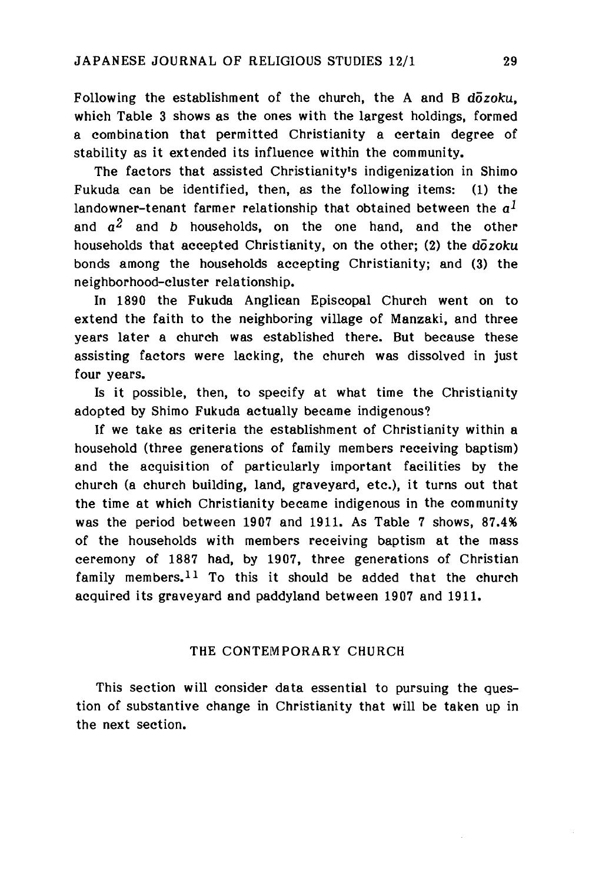Following the establishment of the church, the A and B *dōzoku*, which Table 3 shows as the ones with the largest holdings, formed a combination that permitted Christianity a certain degree of stability as it extended its influence within the community.

The factors that assisted Christianity's indigenization in Shimo Fukuda can be identified, then, as the following items: (1) the landowner-tenant farmer relationship that obtained between the $a^1$ and $a^2$ and $b$ households, on the one hand, and the other households that accepted Christianity, on the other; (2) the *dōzoku* bonds among the households accepting Christianity; and (3) the neighborhood-cluster relationship.

In 1890 the Fukuda Anglican Episcopal Church went on to extend the faith to the neighboring village of Manzaki, and three years later a church was established there. But because these assisting factors were lacking, the church was dissolved in just four years.

Is it possible, then, to specify at what time the Christianity adopted by Shimo Fukuda actually became indigenous?

If we take as criteria the establishment of Christianity within a household (three generations of family members receiving baptism) and the acquisition of particularly important facilities by the church (a church building, land, graveyard, etc.), it turns out that the time at which Christianity became indigenous in the community was the period between 1907 and 1911. As Table 7 shows, 87.4% of the households with members receiving baptism at the mass ceremony of 1887 had, by 1907, three generations of Christian family members.[11] To this it should be added that the church acquired its graveyard and paddyland between 1907 and 1911.

## THE CONTEMPORARY CHURCH

This section will consider data essential to pursuing the question of substantive change in Christianity that will be taken up in the next section.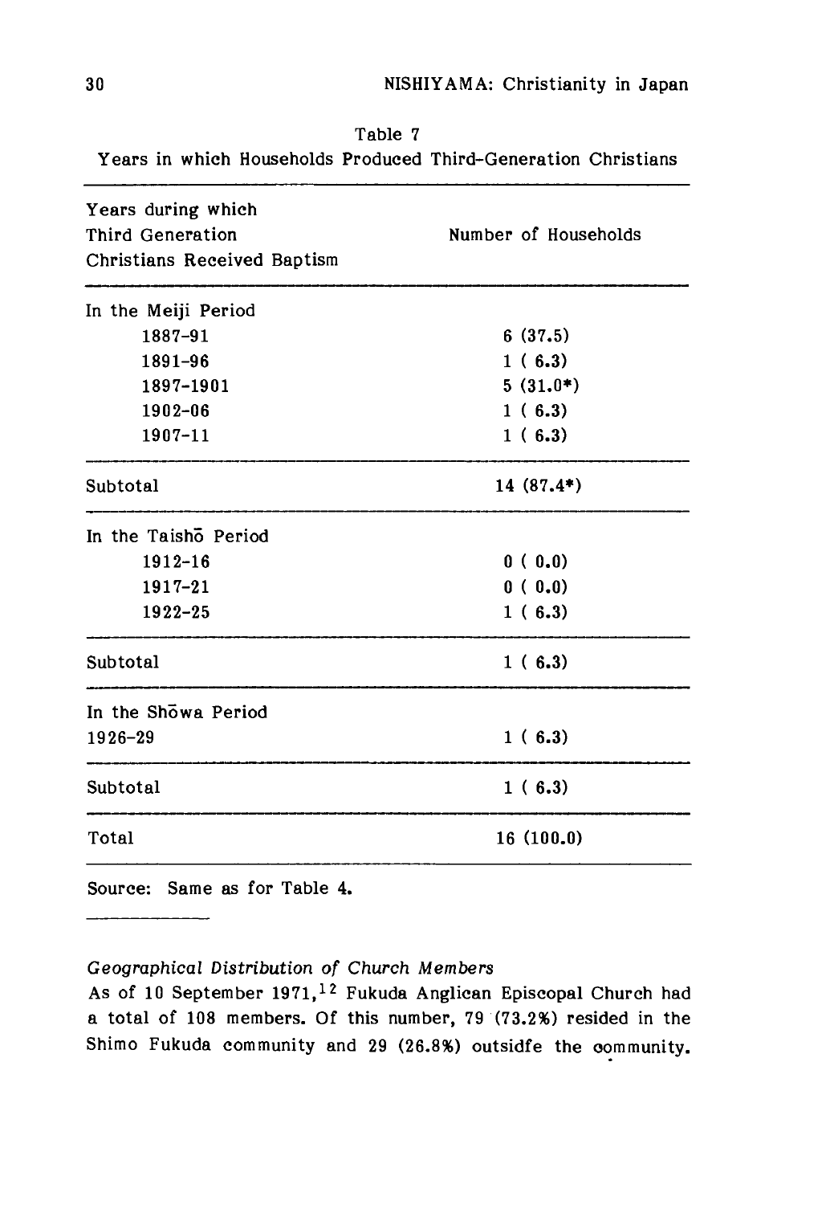Table 7

Years in which Households Produced Third-Generation Christians

| Years during which Third Generation Christians Received Baptism | Number of Households |
|---|---|
| In the Meiji Period | |
| 1887-91 | 6 (37.5) |
| 1891-96 | 1 ( 6.3) |
| 1897-1901 | 5 (31.0*) |
| 1902-06 | 1 ( 6.3) |
| 1907-11 | 1 ( 6.3) |
| Subtotal | 14 (87.4*) |
| In the Taishō Period | |
| 1912-16 | 0 ( 0.0) |
| 1917-21 | 0 ( 0.0) |
| 1922-25 | 1 ( 6.3) |
| Subtotal | 1 ( 6.3) |
| In the Shōwa Period | |
| 1926-29 | 1 ( 6.3) |
| Subtotal | 1 ( 6.3) |
| Total | 16 (100.0) |

Source: Same as for Table 4.

*Geographical Distribution of Church Members*

As of 10 September 1971,[12] Fukuda Anglican Episcopal Church had a total of 108 members. Of this number, 79 (73.2%) resided in the Shimo Fukuda community and 29 (26.8%) outsidfe the community.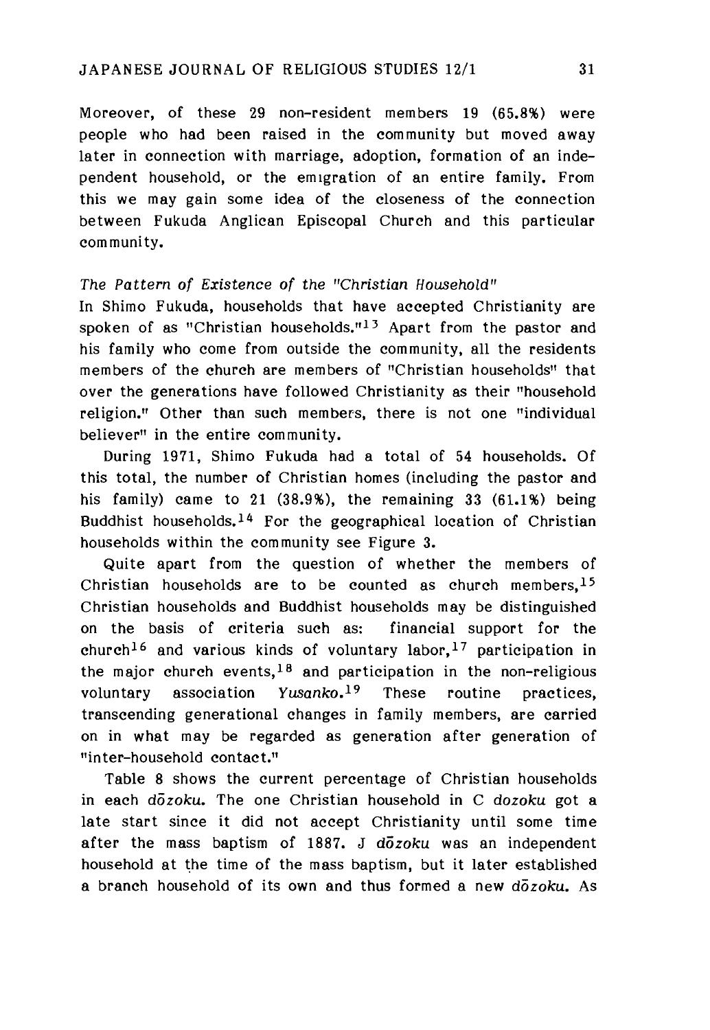Moreover, of these 29 non-resident members 19 (65.8%) were people who had been raised in the community but moved away later in connection with marriage, adoption, formation of an independent household, or the emigration of an entire family. From this we may gain some idea of the closeness of the connection between Fukuda Anglican Episcopal Church and this particular community.

### *The Pattern of Existence of the "Christian Household"*

In Shimo Fukuda, households that have accepted Christianity are spoken of as "Christian households."[13] Apart from the pastor and his family who come from outside the community, all the residents members of the church are members of "Christian households" that over the generations have followed Christianity as their "household religion." Other than such members, there is not one "individual believer" in the entire community.

During 1971, Shimo Fukuda had a total of 54 households. Of this total, the number of Christian homes (including the pastor and his family) came to 21 (38.9%), the remaining 33 (61.1%) being Buddhist households.[14] For the geographical location of Christian households within the community see Figure 3.

Quite apart from the question of whether the members of Christian households are to be counted as church members,[15] Christian households and Buddhist households may be distinguished on the basis of criteria such as: financial support for the church[16] and various kinds of voluntary labor,[17] participation in the major church events,[18] and participation in the non-religious voluntary association *Yusanko*.[19] These routine practices, transcending generational changes in family members, are carried on in what may be regarded as generation after generation of "inter-household contact."

Table 8 shows the current percentage of Christian households in each *dōzoku*. The one Christian household in C *dozoku* got a late start since it did not accept Christianity until some time after the mass baptism of 1887. J *dōzoku* was an independent household at the time of the mass baptism, but it later established a branch household of its own and thus formed a new *dōzoku*. As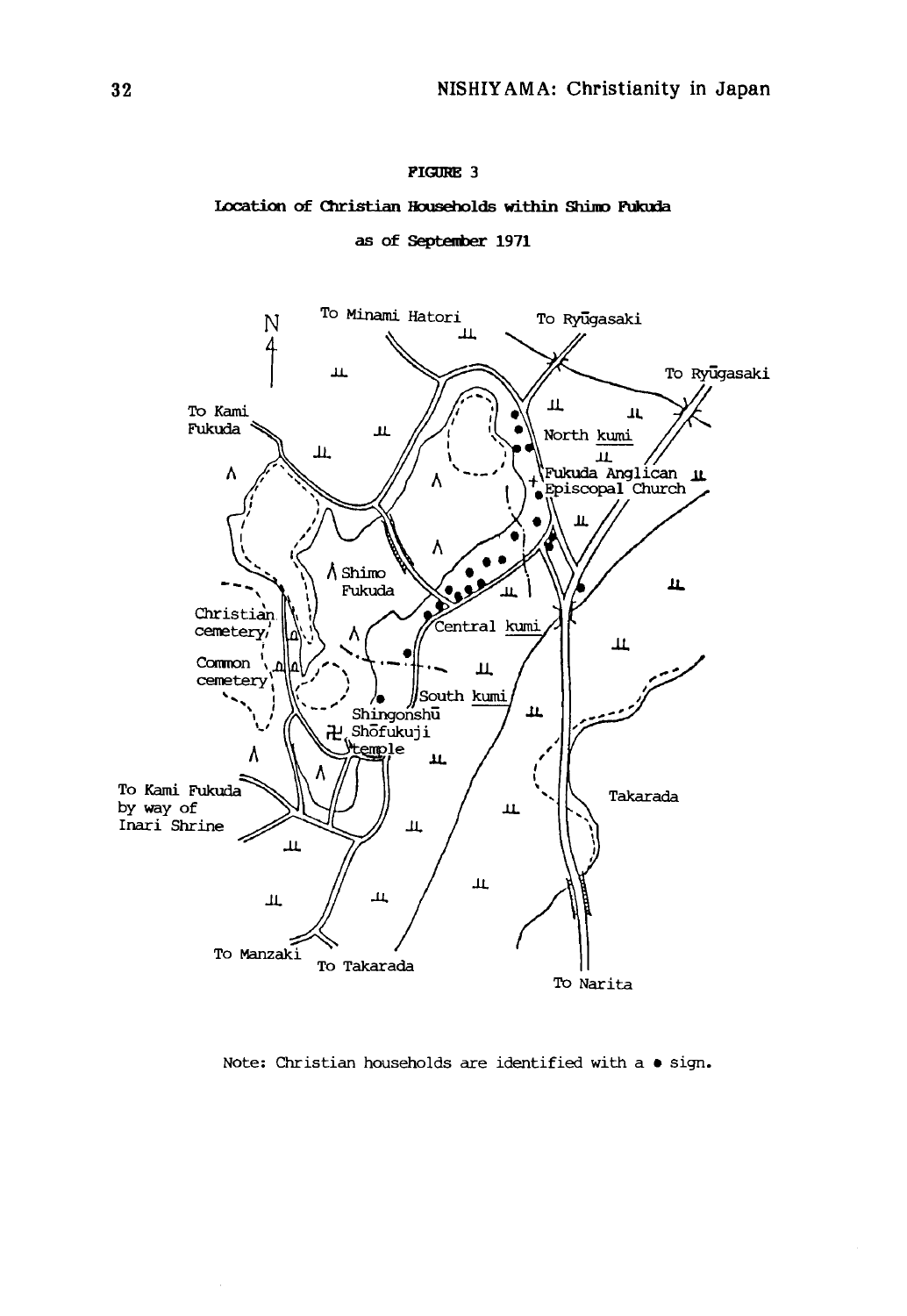FIGURE 3

Location of Christian Households within Shimo Fukuda

as of September 1971

N

To Minami Hatori

To Ryūgasaki

To Ryūgasaki

To Kami Fukuda

North kumi

Fukuda Anglican Episcopal Church

Shimo Fukuda

Christian cemetery

Central kumi

Common cemetery

South kumi

Shingonshū Shōfukuji temple

To Kami Fukuda by way of Inari Shrine

Takarada

To Manzaki

To Takarada

To Narita

Note: Christian households are identified with a ● sign.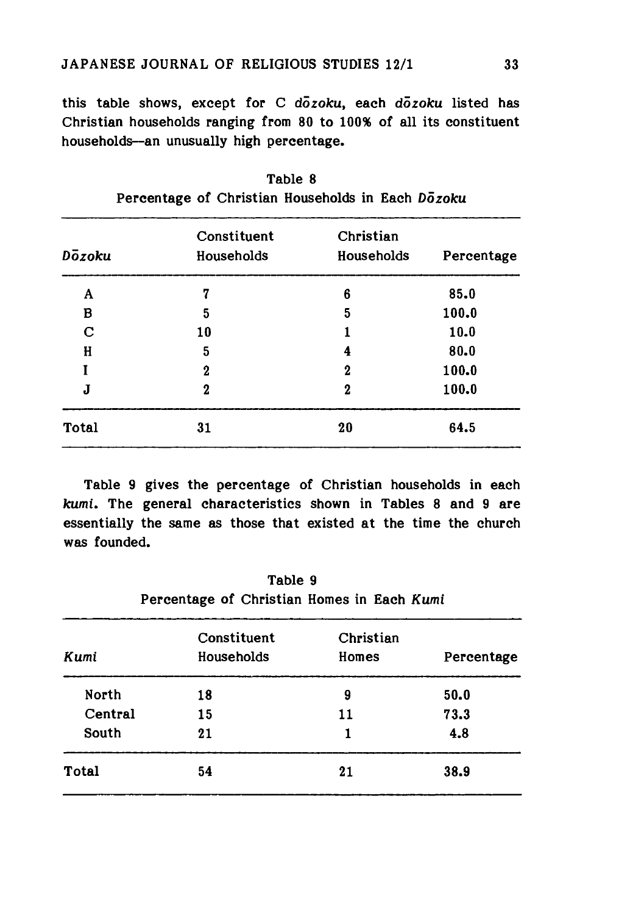this table shows, except for C *dōzoku*, each *dōzoku* listed has Christian households ranging from 80 to 100% of all its constituent households—an unusually high percentage.

Table 8
Percentage of Christian Households in Each *Dōzoku*

| *Dōzoku* | Constituent Households | Christian Households | Percentage |
|---|---|---|---|
| A | 7 | 6 | 85.0 |
| B | 5 | 5 | 100.0 |
| C | 10 | 1 | 10.0 |
| H | 5 | 4 | 80.0 |
| I | 2 | 2 | 100.0 |
| J | 2 | 2 | 100.0 |
| Total | 31 | 20 | 64.5 |

Table 9 gives the percentage of Christian households in each *kumi*. The general characteristics shown in Tables 8 and 9 are essentially the same as those that existed at the time the church was founded.

Table 9
Percentage of Christian Homes in Each *Kumi*

| *Kumi* | Constituent Households | Christian Homes | Percentage |
|---|---|---|---|
| North | 18 | 9 | 50.0 |
| Central | 15 | 11 | 73.3 |
| South | 21 | 1 | 4.8 |
| Total | 54 | 21 | 38.9 |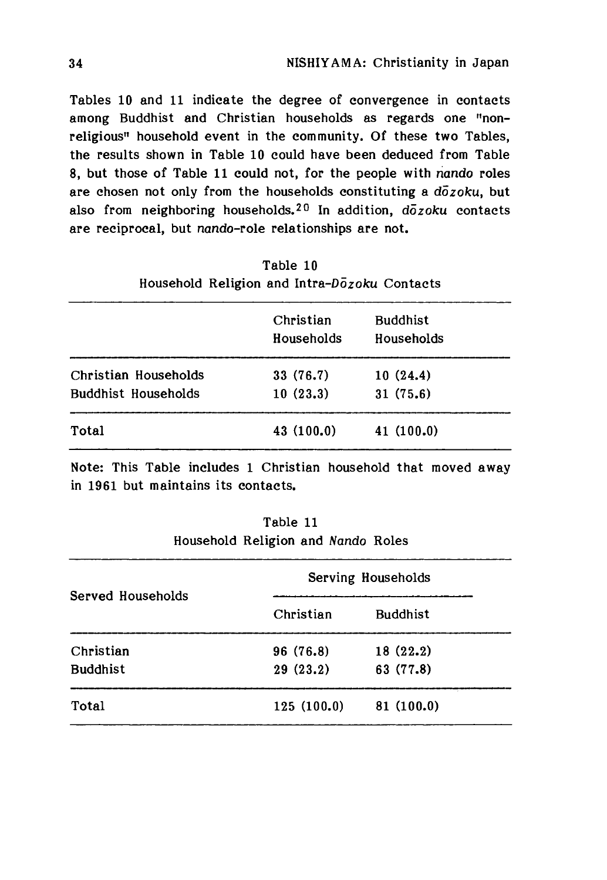Tables 10 and 11 indicate the degree of convergence in contacts among Buddhist and Christian households as regards one "non-religious" household event in the community. Of these two Tables, the results shown in Table 10 could have been deduced from Table 8, but those of Table 11 could not, for the people with *nando* roles are chosen not only from the households constituting a *dōzoku*, but also from neighboring households.[20] In addition, *dōzoku* contacts are reciprocal, but *nando*-role relationships are not.

Table 10
Household Religion and Intra-*Dōzoku* Contacts

| | Christian Households | Buddhist Households |
|---|---|---|
| Christian Households | 33 (76.7) | 10 (24.4) |
| Buddhist Households | 10 (23.3) | 31 (75.6) |
| Total | 43 (100.0) | 41 (100.0) |

Note: This Table includes 1 Christian household that moved away in 1961 but maintains its contacts.

Table 11
Household Religion and *Nando* Roles

| Served Households | Serving Households | |
|---|---|---|
| | Christian | Buddhist |
| Christian | 96 (76.8) | 18 (22.2) |
| Buddhist | 29 (23.2) | 63 (77.8) |
| Total | 125 (100.0) | 81 (100.0) |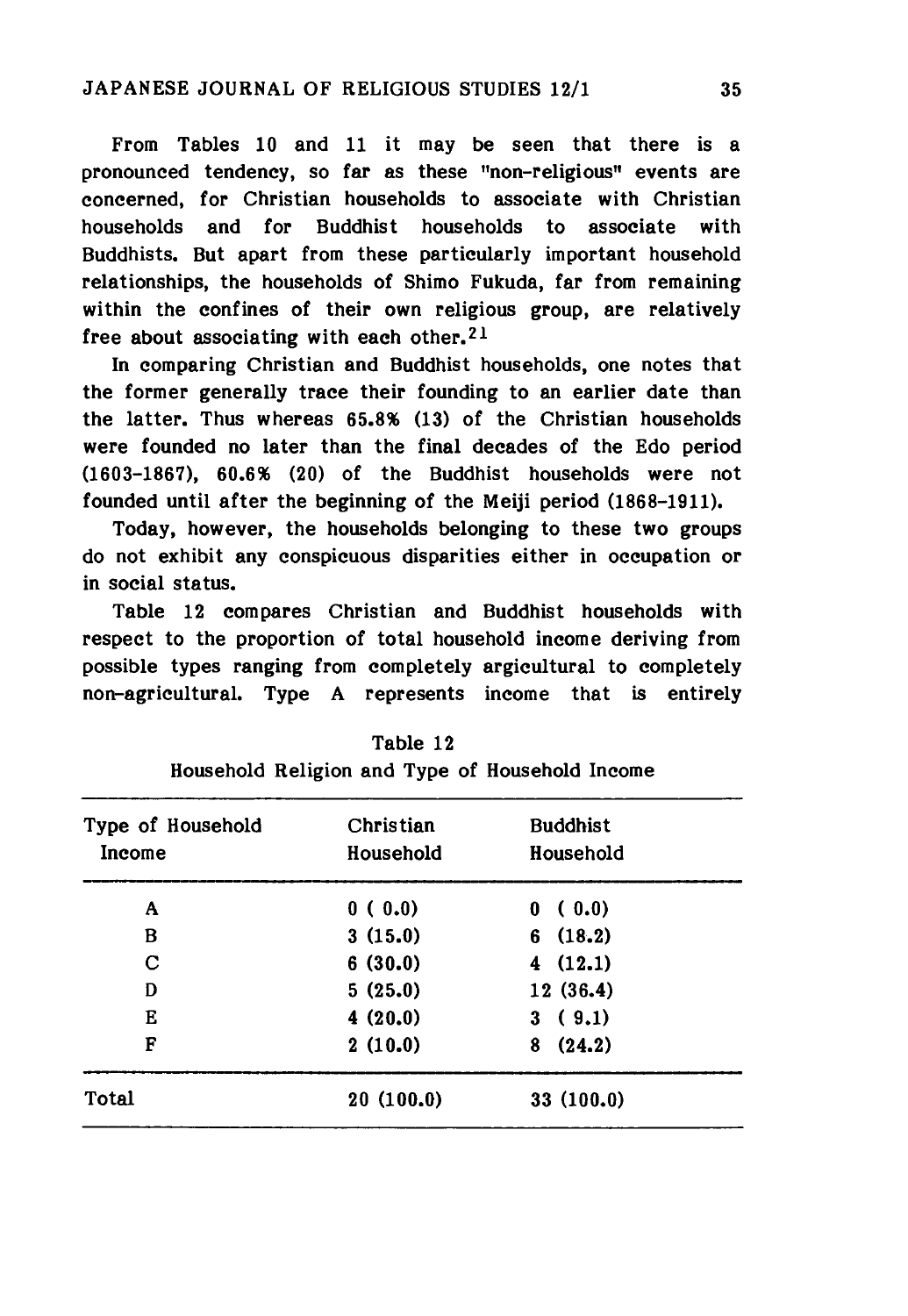From Tables 10 and 11 it may be seen that there is a pronounced tendency, so far as these "non-religious" events are concerned, for Christian households to associate with Christian households and for Buddhist households to associate with Buddhists. But apart from these particularly important household relationships, the households of Shimo Fukuda, far from remaining within the confines of their own religious group, are relatively free about associating with each other.[21]

In comparing Christian and Buddhist households, one notes that the former generally trace their founding to an earlier date than the latter. Thus whereas 65.8% (13) of the Christian households were founded no later than the final decades of the Edo period (1603-1867), 60.6% (20) of the Buddhist households were not founded until after the beginning of the Meiji period (1868-1911).

Today, however, the households belonging to these two groups do not exhibit any conspicuous disparities either in occupation or in social status.

Table 12 compares Christian and Buddhist households with respect to the proportion of total household income deriving from possible types ranging from completely argicultural to completely non-agricultural. Type A represents income that is entirely

Table 12
Household Religion and Type of Household Income

| Type of Household Income | Christian Household | Buddhist Household |
|---|---|---|
| A | 0 ( 0.0) | 0 ( 0.0) |
| B | 3 (15.0) | 6 (18.2) |
| C | 6 (30.0) | 4 (12.1) |
| D | 5 (25.0) | 12 (36.4) |
| E | 4 (20.0) | 3 ( 9.1) |
| F | 2 (10.0) | 8 (24.2) |
| Total | 20 (100.0) | 33 (100.0) |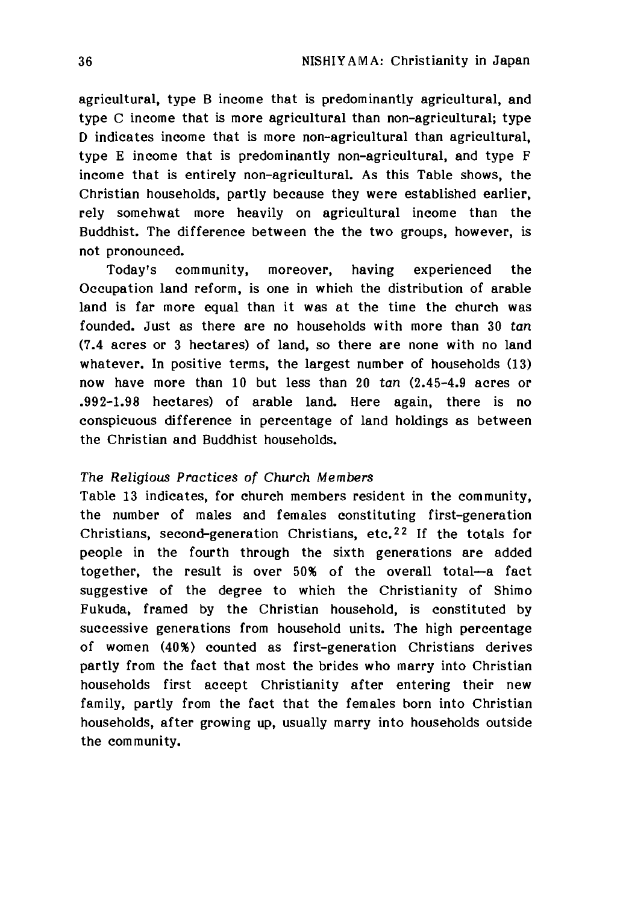agricultural, type B income that is predominantly agricultural, and type C income that is more agricultural than non-agricultural; type D indicates income that is more non-agricultural than agricultural, type E income that is predominantly non-agricultural, and type F income that is entirely non-agricultural. As this Table shows, the Christian households, partly because they were established earlier, rely somehwat more heavily on agricultural income than the Buddhist. The difference between the the two groups, however, is not pronounced.

Today's community, moreover, having experienced the Occupation land reform, is one in which the distribution of arable land is far more equal than it was at the time the church was founded. Just as there are no households with more than 30 *tan* (7.4 acres or 3 hectares) of land, so there are none with no land whatever. In positive terms, the largest number of households (13) now have more than 10 but less than 20 *tan* (2.45-4.9 acres or .992-1.98 hectares) of arable land. Here again, there is no conspicuous difference in percentage of land holdings as between the Christian and Buddhist households.

*The Religious Practices of Church Members*

Table 13 indicates, for church members resident in the community, the number of males and females constituting first-generation Christians, second-generation Christians, etc.[22] If the totals for people in the fourth through the sixth generations are added together, the result is over 50% of the overall total—a fact suggestive of the degree to which the Christianity of Shimo Fukuda, framed by the Christian household, is constituted by successive generations from household units. The high percentage of women (40%) counted as first-generation Christians derives partly from the fact that most the brides who marry into Christian households first accept Christianity after entering their new family, partly from the fact that the females born into Christian households, after growing up, usually marry into households outside the community.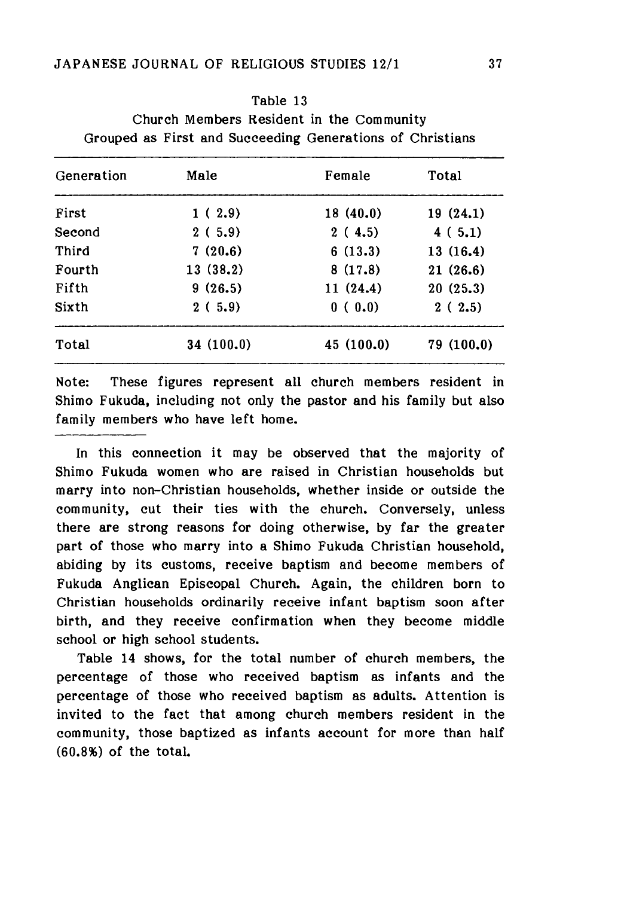Table 13

Church Members Resident in the Community Grouped as First and Succeeding Generations of Christians

| Generation | Male | Female | Total |
|---|---|---|---|
| First | 1 ( 2.9) | 18 (40.0) | 19 (24.1) |
| Second | 2 ( 5.9) | 2 ( 4.5) | 4 ( 5.1) |
| Third | 7 (20.6) | 6 (13.3) | 13 (16.4) |
| Fourth | 13 (38.2) | 8 (17.8) | 21 (26.6) |
| Fifth | 9 (26.5) | 11 (24.4) | 20 (25.3) |
| Sixth | 2 ( 5.9) | 0 ( 0.0) | 2 ( 2.5) |
| Total | 34 (100.0) | 45 (100.0) | 79 (100.0) |

Note: These figures represent all church members resident in Shimo Fukuda, including not only the pastor and his family but also family members who have left home.

In this connection it may be observed that the majority of Shimo Fukuda women who are raised in Christian households but marry into non-Christian households, whether inside or outside the community, cut their ties with the church. Conversely, unless there are strong reasons for doing otherwise, by far the greater part of those who marry into a Shimo Fukuda Christian household, abiding by its customs, receive baptism and become members of Fukuda Anglican Episcopal Church. Again, the children born to Christian households ordinarily receive infant baptism soon after birth, and they receive confirmation when they become middle school or high school students.

Table 14 shows, for the total number of church members, the percentage of those who received baptism as infants and the percentage of those who received baptism as adults. Attention is invited to the fact that among church members resident in the community, those baptized as infants account for more than half (60.8%) of the total.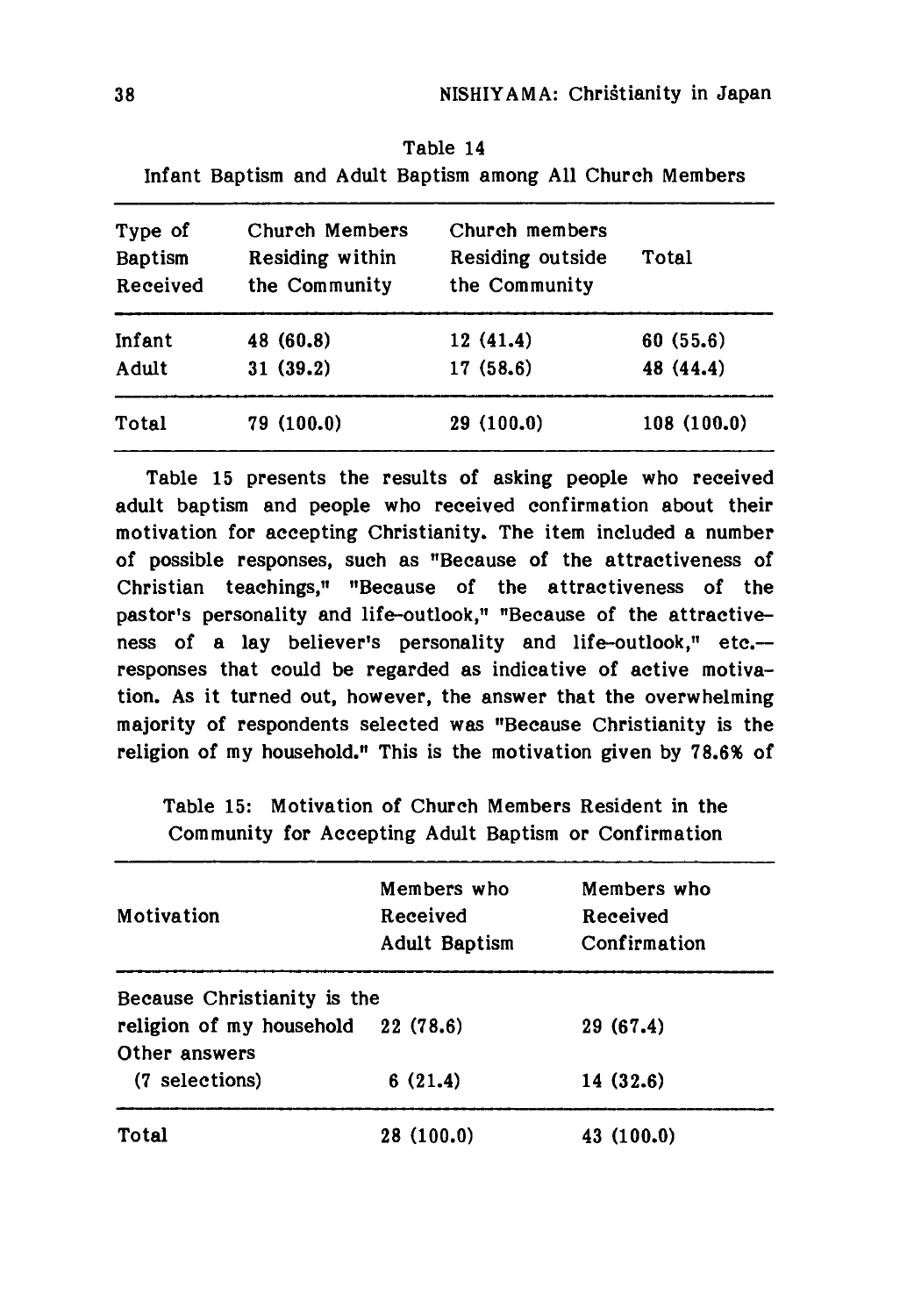Table 14
Infant Baptism and Adult Baptism among All Church Members

| Type of Baptism Received | Church Members Residing within the Community | Church members Residing outside the Community | Total |
|---|---|---|---|
| Infant | 48 (60.8) | 12 (41.4) | 60 (55.6) |
| Adult | 31 (39.2) | 17 (58.6) | 48 (44.4) |
| Total | 79 (100.0) | 29 (100.0) | 108 (100.0) |

Table 15 presents the results of asking people who received adult baptism and people who received confirmation about their motivation for accepting Christianity. The item included a number of possible responses, such as "Because of the attractiveness of Christian teachings," "Because of the attractiveness of the pastor's personality and life-outlook," "Because of the attractiveness of a lay believer's personality and life-outlook," etc.—responses that could be regarded as indicative of active motivation. As it turned out, however, the answer that the overwhelming majority of respondents selected was "Because Christianity is the religion of my household." This is the motivation given by 78.6% of

Table 15: Motivation of Church Members Resident in the Community for Accepting Adult Baptism or Confirmation

| Motivation | Members who Received Adult Baptism | Members who Received Confirmation |
|---|---|---|
| Because Christianity is the religion of my household | 22 (78.6) | 29 (67.4) |
| Other answers (7 selections) | 6 (21.4) | 14 (32.6) |
| Total | 28 (100.0) | 43 (100.0) |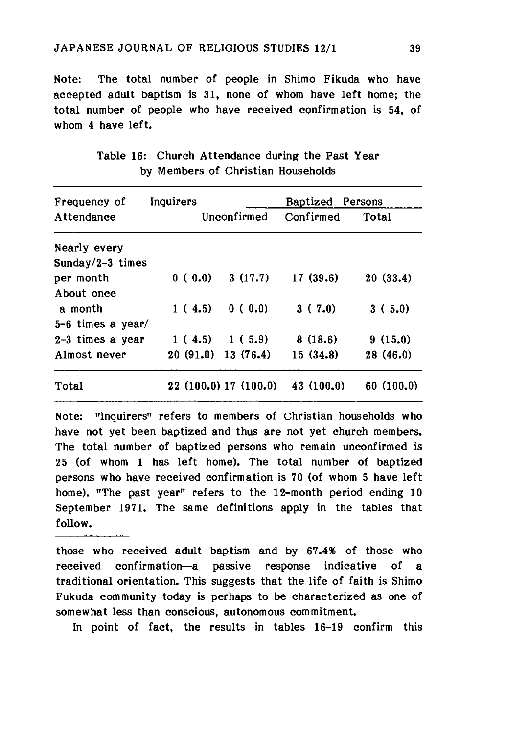Note: The total number of people in Shimo Fikuda who have accepted adult baptism is 31, none of whom have left home; the total number of people who have received confirmation is 54, of whom 4 have left.

Table 16: Church Attendance during the Past Year by Members of Christian Households

| Frequency of Attendance | Inquirers | Baptized Persons | | |
|---|---|---|---|---|
| | | Unconfirmed | Confirmed | Total |
| Nearly every Sunday/2-3 times per month | 0 ( 0.0) | 3 (17.7) | 17 (39.6) | 20 (33.4) |
| About once a month | 1 ( 4.5) | 0 ( 0.0) | 3 ( 7.0) | 3 ( 5.0) |
| 5-6 times a year/ 2-3 times a year | 1 ( 4.5) | 1 ( 5.9) | 8 (18.6) | 9 (15.0) |
| Almost never | 20 (91.0) | 13 (76.4) | 15 (34.8) | 28 (46.0) |
| Total | 22 (100.0) | 17 (100.0) | 43 (100.0) | 60 (100.0) |

Note: "Inquirers" refers to members of Christian households who have not yet been baptized and thus are not yet church members. The total number of baptized persons who remain unconfirmed is 25 (of whom 1 has left home). The total number of baptized persons who have received confirmation is 70 (of whom 5 have left home). "The past year" refers to the 12-month period ending 10 September 1971. The same definitions apply in the tables that follow.

---

those who received adult baptism and by 67.4% of those who received confirmation—a passive response indicative of a traditional orientation. This suggests that the life of faith is Shimo Fukuda community today is perhaps to be characterized as one of somewhat less than conscious, autonomous commitment.

In point of fact, the results in tables 16–19 confirm this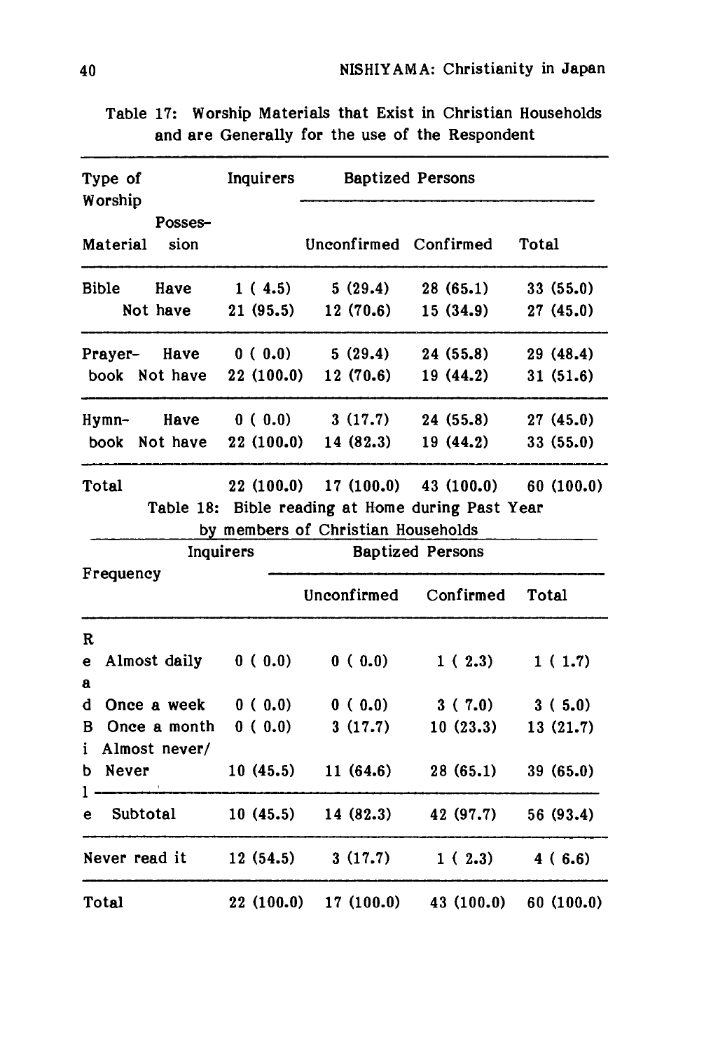Table 17: Worship Materials that Exist in Christian Households and are Generally for the use of the Respondent

| Type of Worship Material | Possession | Inquirers | Baptized Persons | | |
|---|---|---|---|---|---|
| | | | Unconfirmed | Confirmed | Total |
| Bible | Have | 1 ( 4.5) | 5 (29.4) | 28 (65.1) | 33 (55.0) |
| | Not have | 21 (95.5) | 12 (70.6) | 15 (34.9) | 27 (45.0) |
| Prayer-book | Have | 0 ( 0.0) | 5 (29.4) | 24 (55.8) | 29 (48.4) |
| | Not have | 22 (100.0) | 12 (70.6) | 19 (44.2) | 31 (51.6) |
| Hymn-book | Have | 0 ( 0.0) | 3 (17.7) | 24 (55.8) | 27 (45.0) |
| | Not have | 22 (100.0) | 14 (82.3) | 19 (44.2) | 33 (55.0) |
| Total | | 22 (100.0) | 17 (100.0) | 43 (100.0) | 60 (100.0) |

Table 18: Bible reading at Home during Past Year by members of Christian Households

| | Frequency | Inquirers | Baptized Persons | | |
|---|---|---|---|---|---|
| | | | Unconfirmed | Confirmed | Total |
| Read Bible | Almost daily | 0 ( 0.0) | 0 ( 0.0) | 1 ( 2.3) | 1 ( 1.7) |
| | Once a week | 0 ( 0.0) | 0 ( 0.0) | 3 ( 7.0) | 3 ( 5.0) |
| | Once a month | 0 ( 0.0) | 3 (17.7) | 10 (23.3) | 13 (21.7) |
| | Almost never/ Never | 10 (45.5) | 11 (64.6) | 28 (65.1) | 39 (65.0) |
| | Subtotal | 10 (45.5) | 14 (82.3) | 42 (97.7) | 56 (93.4) |
| Never read it | | 12 (54.5) | 3 (17.7) | 1 ( 2.3) | 4 ( 6.6) |
| Total | | 22 (100.0) | 17 (100.0) | 43 (100.0) | 60 (100.0) |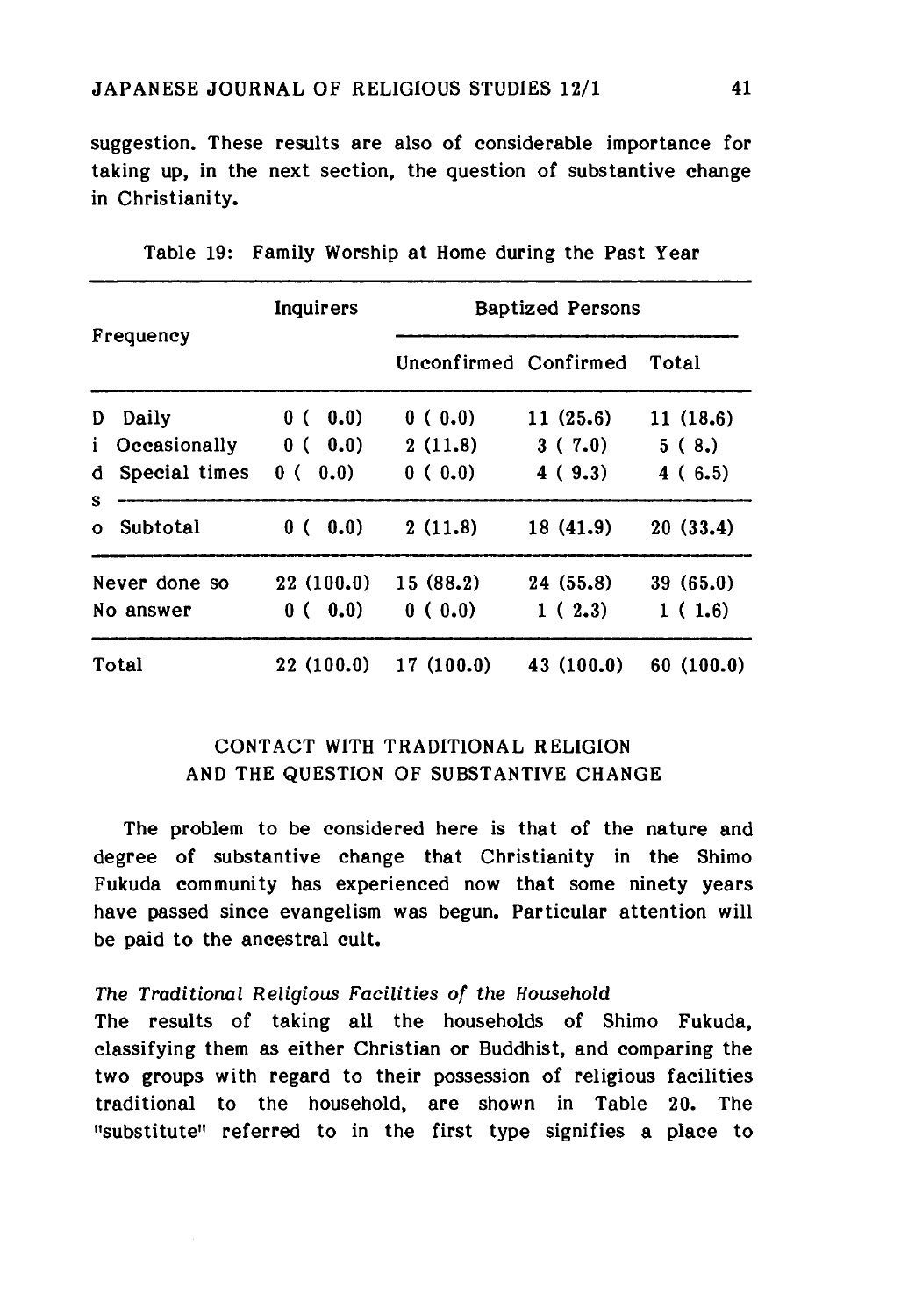suggestion. These results are also of considerable importance for taking up, in the next section, the question of substantive change in Christianity.

Table 19: Family Worship at Home during the Past Year

| Frequency | | Inquirers | Baptized Persons | | |
|---|---|---|---|---|---|
| | | | Unconfirmed | Confirmed | Total |
| Disso | Daily | 0 ( 0.0) | 0 ( 0.0) | 11 (25.6) | 11 (18.6) |
| | Occasionally | 0 ( 0.0) | 2 (11.8) | 3 ( 7.0) | 5 ( 8.) |
| | Special times | 0 ( 0.0) | 0 ( 0.0) | 4 ( 9.3) | 4 ( 6.5) |
| | Subtotal | 0 ( 0.0) | 2 (11.8) | 18 (41.9) | 20 (33.4) |
| Never done so | | 22 (100.0) | 15 (88.2) | 24 (55.8) | 39 (65.0) |
| No answer | | 0 ( 0.0) | 0 ( 0.0) | 1 ( 2.3) | 1 ( 1.6) |
| Total | | 22 (100.0) | 17 (100.0) | 43 (100.0) | 60 (100.0) |

## CONTACT WITH TRADITIONAL RELIGION AND THE QUESTION OF SUBSTANTIVE CHANGE

The problem to be considered here is that of the nature and degree of substantive change that Christianity in the Shimo Fukuda community has experienced now that some ninety years have passed since evangelism was begun. Particular attention will be paid to the ancestral cult.

*The Traditional Religious Facilities of the Household*

The results of taking all the households of Shimo Fukuda, classifying them as either Christian or Buddhist, and comparing the two groups with regard to their possession of religious facilities traditional to the household, are shown in Table 20. The "substitute" referred to in the first type signifies a place to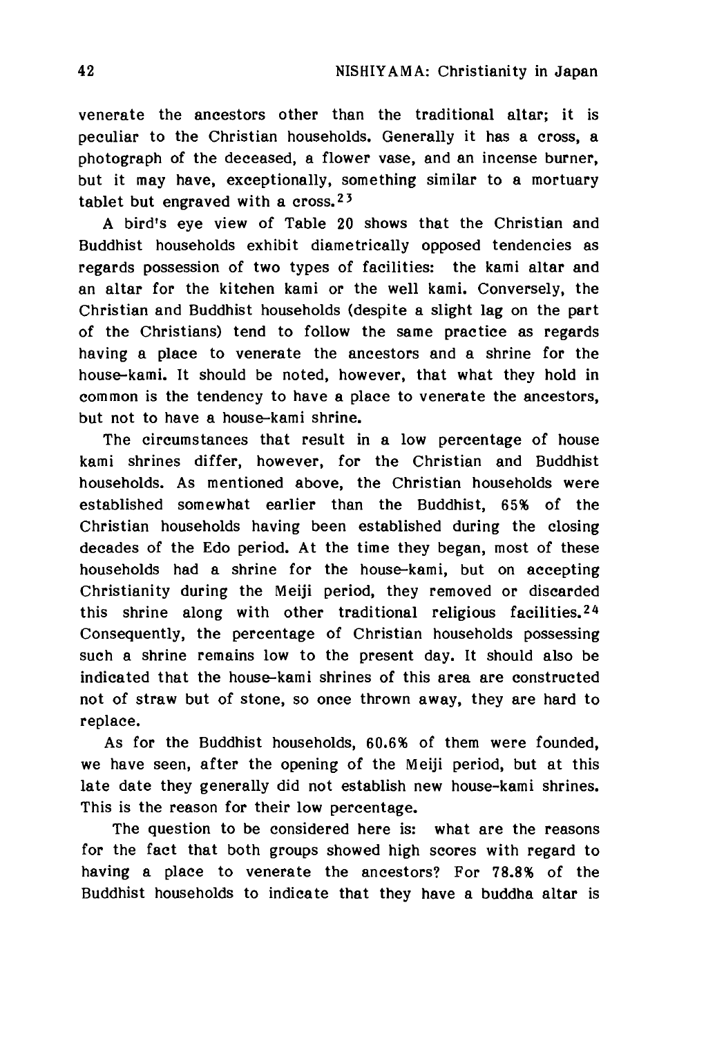venerate the ancestors other than the traditional altar; it is peculiar to the Christian households. Generally it has a cross, a photograph of the deceased, a flower vase, and an incense burner, but it may have, exceptionally, something similar to a mortuary tablet but engraved with a cross.[23]

A bird's eye view of Table 20 shows that the Christian and Buddhist households exhibit diametrically opposed tendencies as regards possession of two types of facilities: the kami altar and an altar for the kitchen kami or the well kami. Conversely, the Christian and Buddhist households (despite a slight lag on the part of the Christians) tend to follow the same practice as regards having a place to venerate the ancestors and a shrine for the house-kami. It should be noted, however, that what they hold in common is the tendency to have a place to venerate the ancestors, but not to have a house-kami shrine.

The circumstances that result in a low percentage of house kami shrines differ, however, for the Christian and Buddhist households. As mentioned above, the Christian households were established somewhat earlier than the Buddhist, 65% of the Christian households having been established during the closing decades of the Edo period. At the time they began, most of these households had a shrine for the house-kami, but on accepting Christianity during the Meiji period, they removed or discarded this shrine along with other traditional religious facilities.[24] Consequently, the percentage of Christian households possessing such a shrine remains low to the present day. It should also be indicated that the house-kami shrines of this area are constructed not of straw but of stone, so once thrown away, they are hard to replace.

As for the Buddhist households, 60.6% of them were founded, we have seen, after the opening of the Meiji period, but at this late date they generally did not establish new house-kami shrines. This is the reason for their low percentage.

The question to be considered here is: what are the reasons for the fact that both groups showed high scores with regard to having a place to venerate the ancestors? For 78.8% of the Buddhist households to indicate that they have a buddha altar is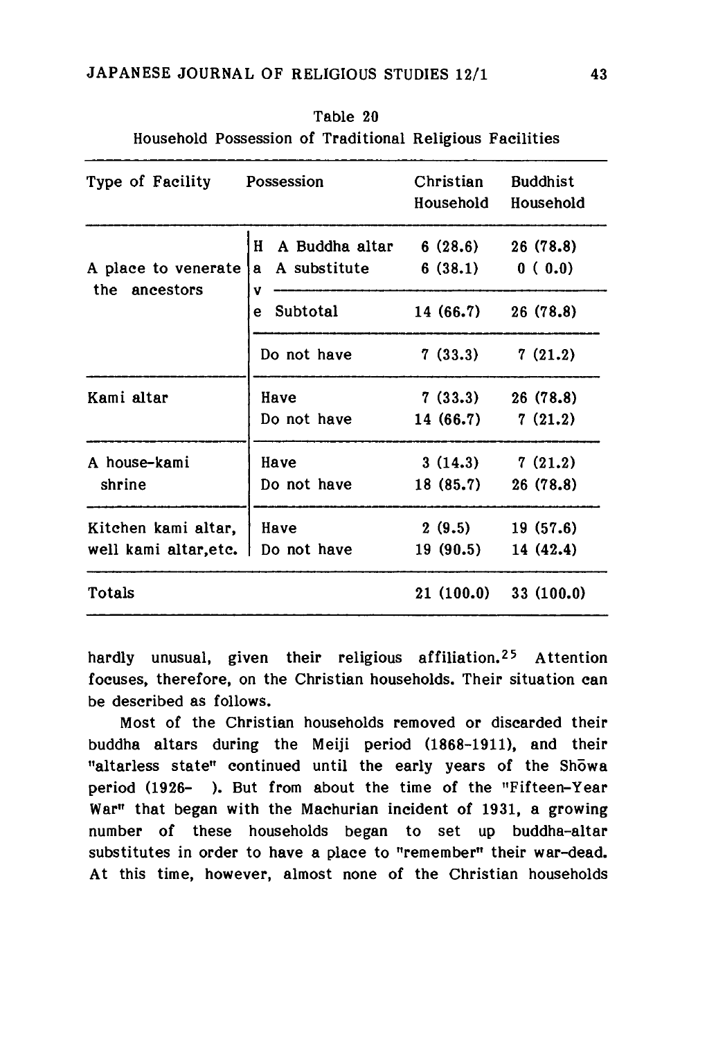Table 20

Household Possession of Traditional Religious Facilities

| Type of Facility | Possession | | Christian Household | Buddhist Household |
|---|---|---|---|---|
| A place to venerate the ancestors | Have | A Buddha altar | 6 (28.6) | 26 (78.8) |
| | | A substitute | 6 (38.1) | 0 ( 0.0) |
| | | Subtotal | 14 (66.7) | 26 (78.8) |
| | Do not have | | 7 (33.3) | 7 (21.2) |
| Kami altar | Have | | 7 (33.3) | 26 (78.8) |
| | Do not have | | 14 (66.7) | 7 (21.2) |
| A house-kami shrine | Have | | 3 (14.3) | 7 (21.2) |
| | Do not have | | 18 (85.7) | 26 (78.8) |
| Kitchen kami altar, well kami altar,etc. | Have | | 2 (9.5) | 19 (57.6) |
| | Do not have | | 19 (90.5) | 14 (42.4) |
| Totals | | | 21 (100.0) | 33 (100.0) |

hardly unusual, given their religious affiliation.[25] Attention focuses, therefore, on the Christian households. Their situation can be described as follows.

Most of the Christian households removed or discarded their buddha altars during the Meiji period (1868-1911), and their "altarless state" continued until the early years of the Shōwa period (1926- ). But from about the time of the "Fifteen-Year War" that began with the Machurian incident of 1931, a growing number of these households began to set up buddha-altar substitutes in order to have a place to "remember" their war-dead. At this time, however, almost none of the Christian households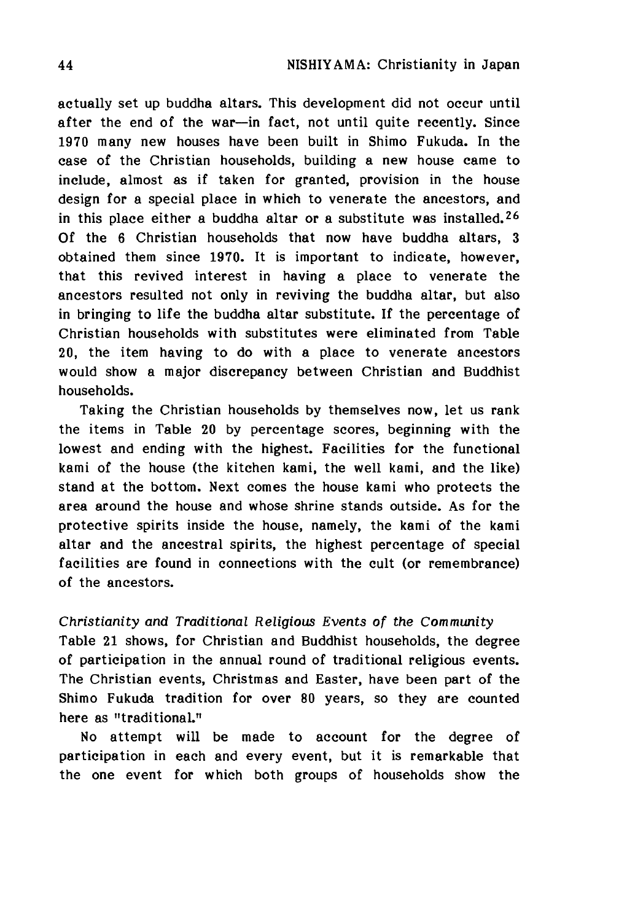actually set up buddha altars. This development did not occur until after the end of the war—in fact, not until quite recently. Since 1970 many new houses have been built in Shimo Fukuda. In the case of the Christian households, building a new house came to include, almost as if taken for granted, provision in the house design for a special place in which to venerate the ancestors, and in this place either a buddha altar or a substitute was installed.[26] Of the 6 Christian households that now have buddha altars, 3 obtained them since 1970. It is important to indicate, however, that this revived interest in having a place to venerate the ancestors resulted not only in reviving the buddha altar, but also in bringing to life the buddha altar substitute. If the percentage of Christian households with substitutes were eliminated from Table 20, the item having to do with a place to venerate ancestors would show a major discrepancy between Christian and Buddhist households.

Taking the Christian households by themselves now, let us rank the items in Table 20 by percentage scores, beginning with the lowest and ending with the highest. Facilities for the functional kami of the house (the kitchen kami, the well kami, and the like) stand at the bottom. Next comes the house kami who protects the area around the house and whose shrine stands outside. As for the protective spirits inside the house, namely, the kami of the kami altar and the ancestral spirits, the highest percentage of special facilities are found in connections with the cult (or remembrance) of the ancestors.

*Christianity and Traditional Religious Events of the Community*

Table 21 shows, for Christian and Buddhist households, the degree of participation in the annual round of traditional religious events. The Christian events, Christmas and Easter, have been part of the Shimo Fukuda tradition for over 80 years, so they are counted here as "traditional."

No attempt will be made to account for the degree of participation in each and every event, but it is remarkable that the one event for which both groups of households show the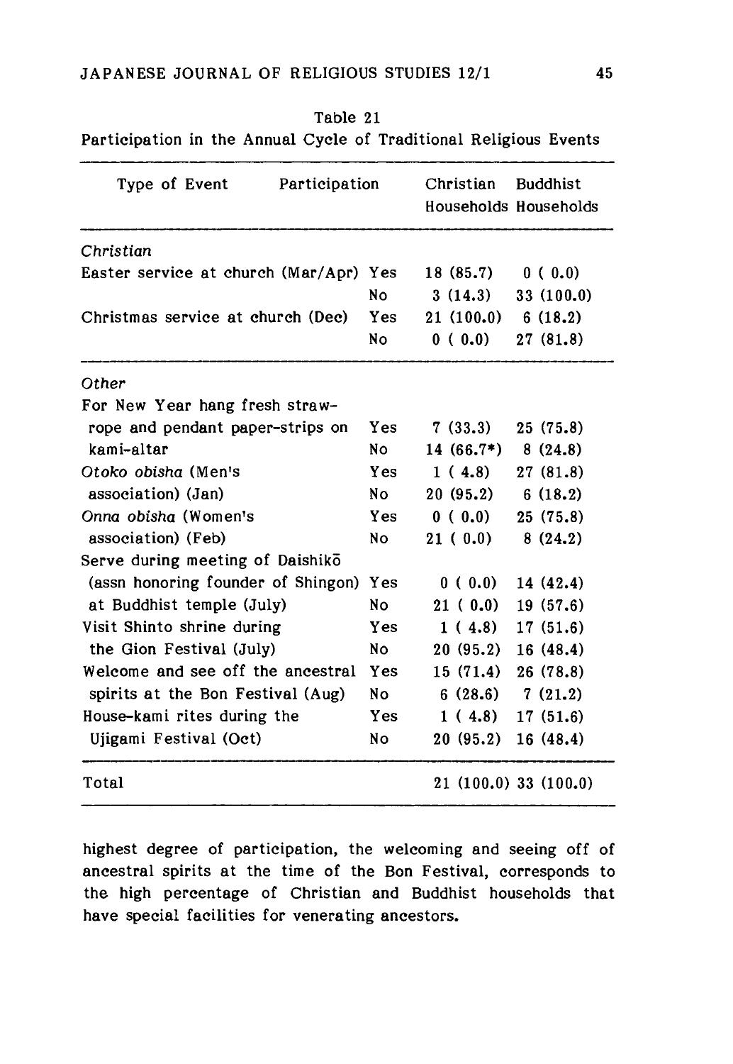Table 21

Participation in the Annual Cycle of Traditional Religious Events

| Type of Event | Participation | Christian Households | Buddhist Households |
|---|---|---|---|
| *Christian* | | | |
| Easter service at church (Mar/Apr) | Yes | 18 (85.7) | 0 ( 0.0) |
| | No | 3 (14.3) | 33 (100.0) |
| Christmas service at church (Dec) | Yes | 21 (100.0) | 6 (18.2) |
| | No | 0 ( 0.0) | 27 (81.8) |
| *Other* | | | |
| For New Year hang fresh straw-rope and pendant paper-strips on kami-altar | Yes | 7 (33.3) | 25 (75.8) |
| | No | 14 (66.7*) | 8 (24.8) |
| *Otoko obisha* (Men's association) (Jan) | Yes | 1 ( 4.8) | 27 (81.8) |
| | No | 20 (95.2) | 6 (18.2) |
| *Onna obisha* (Women's association) (Feb) | Yes | 0 ( 0.0) | 25 (75.8) |
| | No | 21 ( 0.0) | 8 (24.2) |
| Serve during meeting of Daishikō (assn honoring founder of Shingon) at Buddhist temple (July) | Yes | 0 ( 0.0) | 14 (42.4) |
| | No | 21 ( 0.0) | 19 (57.6) |
| Visit Shinto shrine during the Gion Festival (July) | Yes | 1 ( 4.8) | 17 (51.6) |
| | No | 20 (95.2) | 16 (48.4) |
| Welcome and see off the ancestral spirits at the Bon Festival (Aug) | Yes | 15 (71.4) | 26 (78.8) |
| | No | 6 (28.6) | 7 (21.2) |
| House-kami rites during the Ujigami Festival (Oct) | Yes | 1 ( 4.8) | 17 (51.6) |
| | No | 20 (95.2) | 16 (48.4) |
| Total | | 21 (100.0) | 33 (100.0) |

highest degree of participation, the welcoming and seeing off of ancestral spirits at the time of the Bon Festival, corresponds to the high percentage of Christian and Buddhist households that have special facilities for venerating ancestors.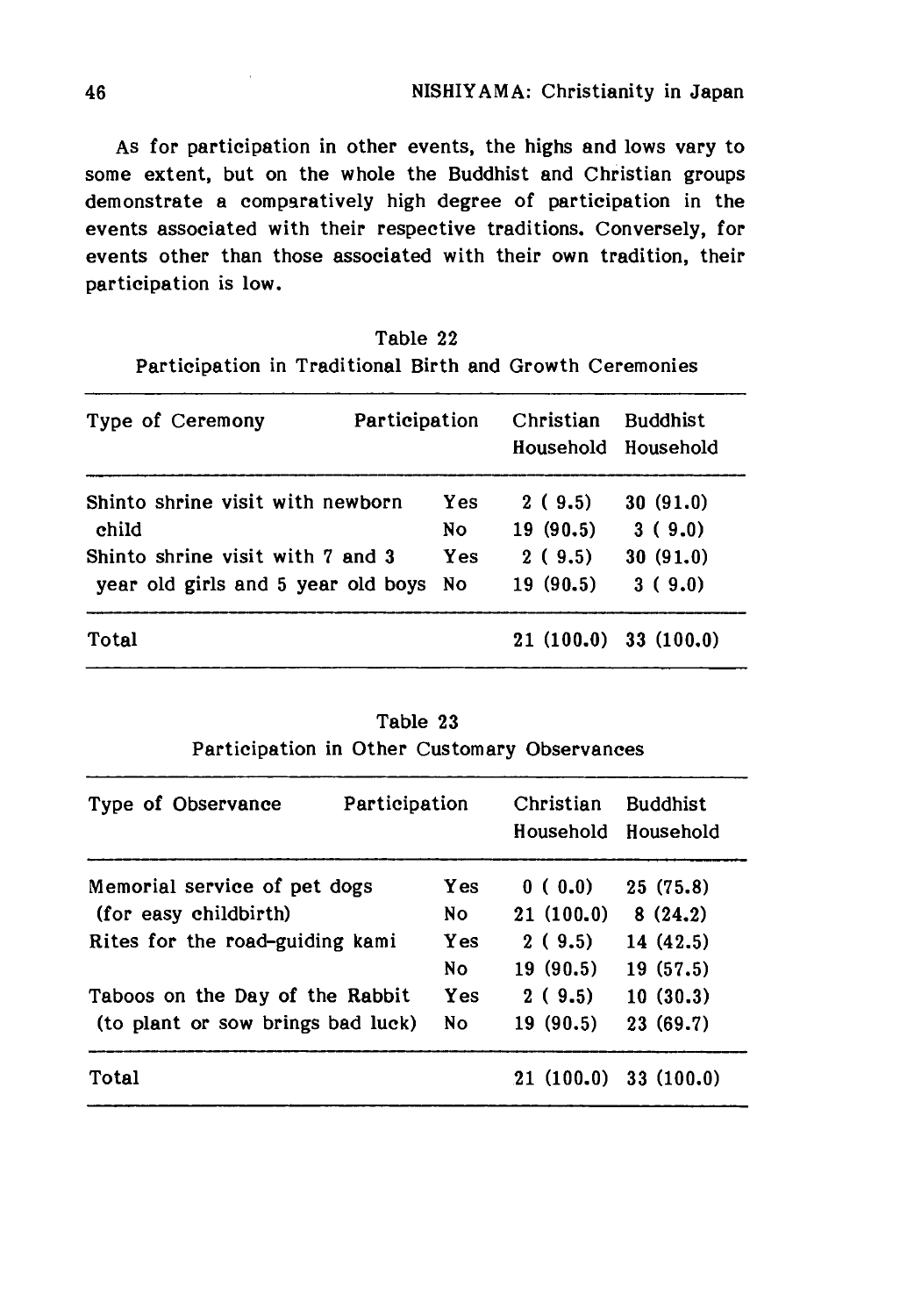As for participation in other events, the highs and lows vary to some extent, but on the whole the Buddhist and Christian groups demonstrate a comparatively high degree of participation in the events associated with their respective traditions. Conversely, for events other than those associated with their own tradition, their participation is low.

Table 22

Participation in Traditional Birth and Growth Ceremonies

| Type of Ceremony | Participation | Christian Household | Buddhist Household |
|---|---|---|---|
| Shinto shrine visit with newborn child | Yes | 2 ( 9.5) | 30 (91.0) |
| | No | 19 (90.5) | 3 ( 9.0) |
| Shinto shrine visit with 7 and 3 year old girls and 5 year old boys | Yes | 2 ( 9.5) | 30 (91.0) |
| | No | 19 (90.5) | 3 ( 9.0) |
| Total | | 21 (100.0) | 33 (100.0) |

Table 23

Participation in Other Customary Observances

| Type of Observance | Participation | Christian Household | Buddhist Household |
|---|---|---|---|
| Memorial service of pet dogs (for easy childbirth) | Yes | 0 ( 0.0) | 25 (75.8) |
| | No | 21 (100.0) | 8 (24.2) |
| Rites for the road-guiding kami | Yes | 2 ( 9.5) | 14 (42.5) |
| | No | 19 (90.5) | 19 (57.5) |
| Taboos on the Day of the Rabbit (to plant or sow brings bad luck) | Yes | 2 ( 9.5) | 10 (30.3) |
| | No | 19 (90.5) | 23 (69.7) |
| Total | | 21 (100.0) | 33 (100.0) |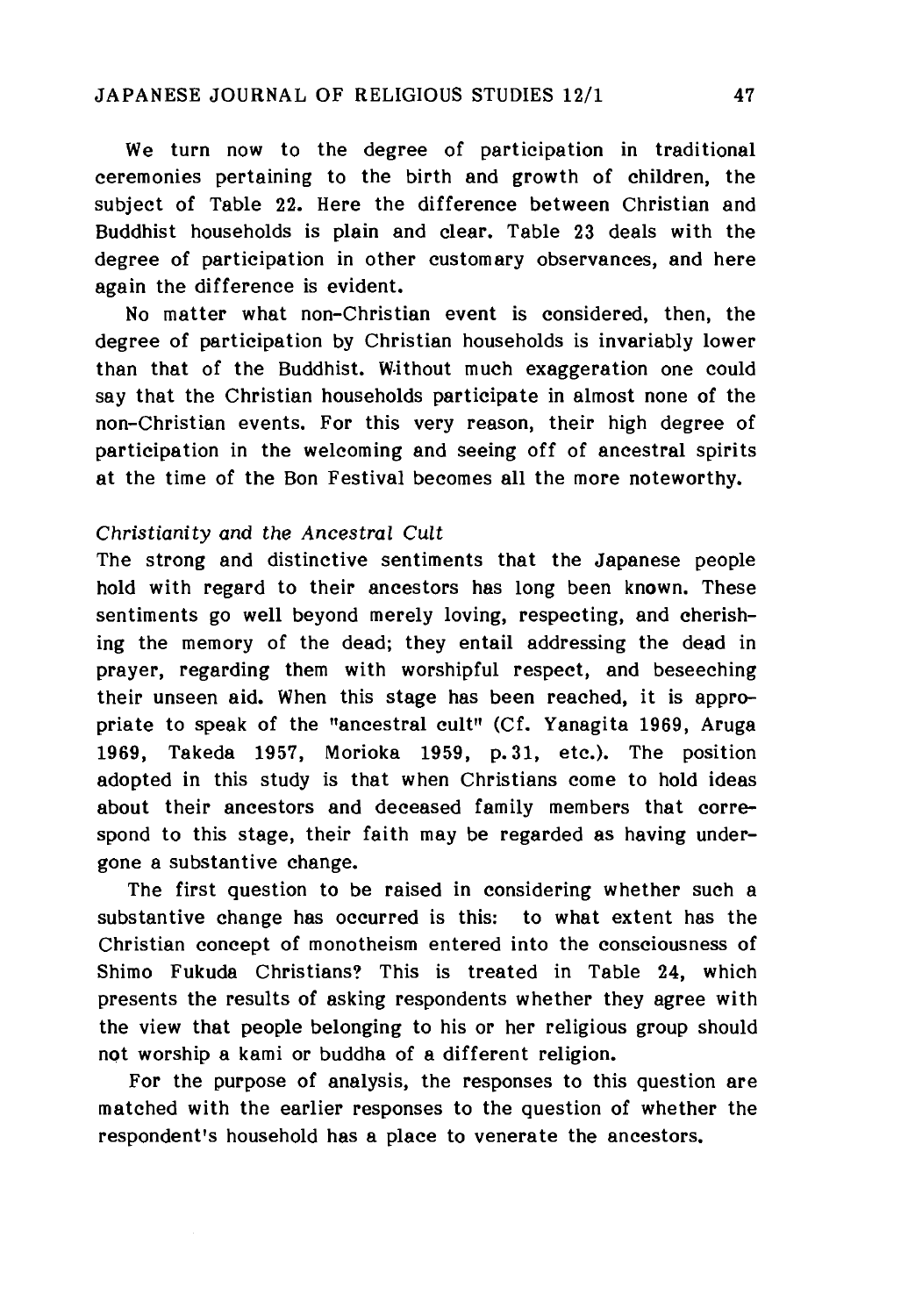We turn now to the degree of participation in traditional ceremonies pertaining to the birth and growth of children, the subject of Table 22. Here the difference between Christian and Buddhist households is plain and clear. Table 23 deals with the degree of participation in other customary observances, and here again the difference is evident.

No matter what non-Christian event is considered, then, the degree of participation by Christian households is invariably lower than that of the Buddhist. Without much exaggeration one could say that the Christian households participate in almost none of the non-Christian events. For this very reason, their high degree of participation in the welcoming and seeing off of ancestral spirits at the time of the Bon Festival becomes all the more noteworthy.

*Christianity and the Ancestral Cult*

The strong and distinctive sentiments that the Japanese people hold with regard to their ancestors has long been known. These sentiments go well beyond merely loving, respecting, and cherishing the memory of the dead; they entail addressing the dead in prayer, regarding them with worshipful respect, and beseeching their unseen aid. When this stage has been reached, it is appropriate to speak of the "ancestral cult" (Cf. Yanagita 1969, Aruga 1969, Takeda 1957, Morioka 1959, p. 31, etc.). The position adopted in this study is that when Christians come to hold ideas about their ancestors and deceased family members that correspond to this stage, their faith may be regarded as having undergone a substantive change.

The first question to be raised in considering whether such a substantive change has occurred is this: to what extent has the Christian concept of monotheism entered into the consciousness of Shimo Fukuda Christians? This is treated in Table 24, which presents the results of asking respondents whether they agree with the view that people belonging to his or her religious group should not worship a kami or buddha of a different religion.

For the purpose of analysis, the responses to this question are matched with the earlier responses to the question of whether the respondent's household has a place to venerate the ancestors.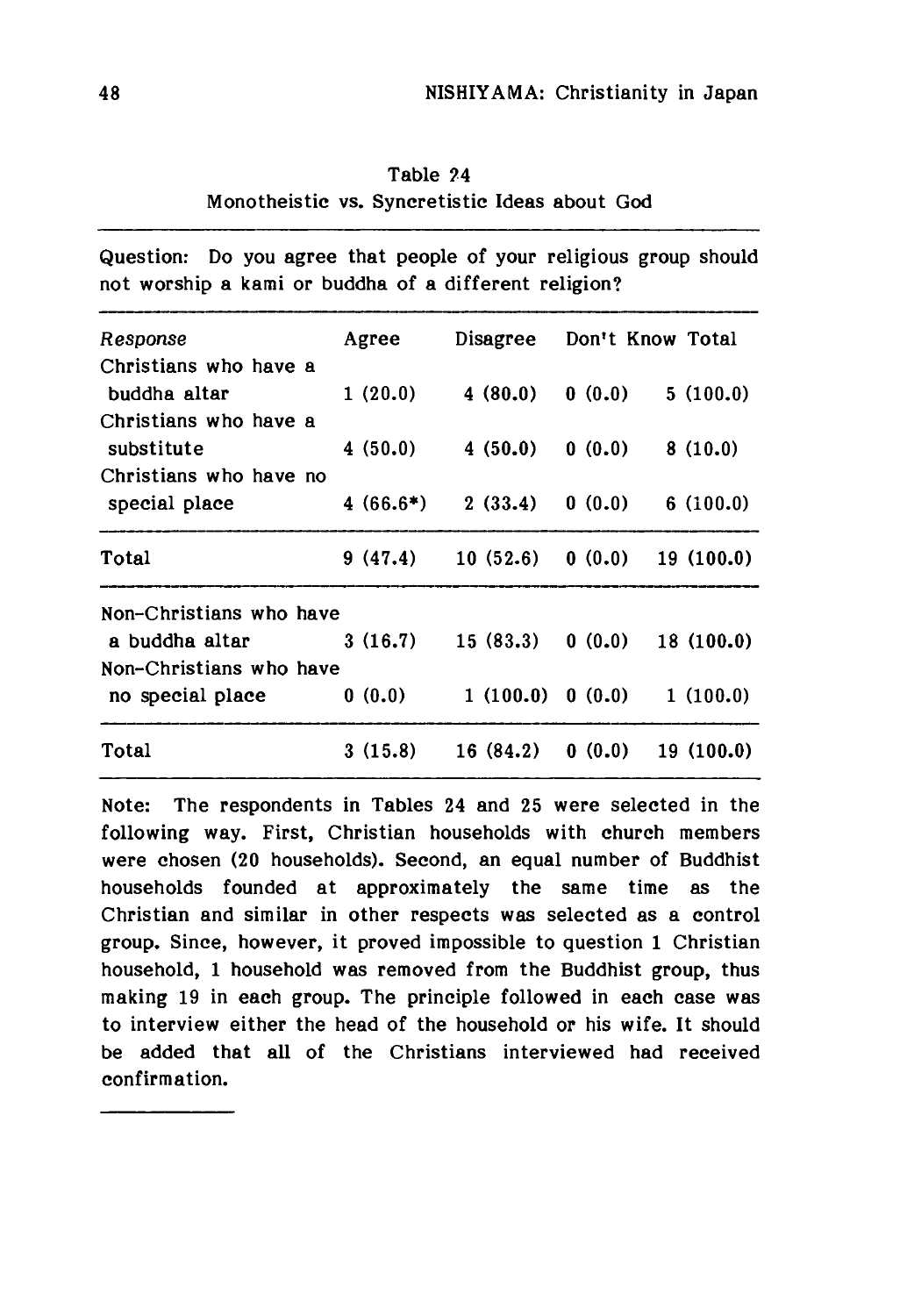Table ?4

Monotheistic vs. Syncretistic Ideas about God

Question: Do you agree that people of your religious group should not worship a kami or buddha of a different religion?

| Response | Agree | Disagree | Don't Know | Total |
|---|---|---|---|---|
| Christians who have a buddha altar | 1 (20.0) | 4 (80.0) | 0 (0.0) | 5 (100.0) |
| Christians who have a substitute | 4 (50.0) | 4 (50.0) | 0 (0.0) | 8 (10.0) |
| Christians who have no special place | 4 (66.6*) | 2 (33.4) | 0 (0.0) | 6 (100.0) |
| Total | 9 (47.4) | 10 (52.6) | 0 (0.0) | 19 (100.0) |
| Non-Christians who have a buddha altar | 3 (16.7) | 15 (83.3) | 0 (0.0) | 18 (100.0) |
| Non-Christians who have no special place | 0 (0.0) | 1 (100.0) | 0 (0.0) | 1 (100.0) |
| Total | 3 (15.8) | 16 (84.2) | 0 (0.0) | 19 (100.0) |

Note: The respondents in Tables 24 and 25 were selected in the following way. First, Christian households with church members were chosen (20 households). Second, an equal number of Buddhist households founded at approximately the same time as the Christian and similar in other respects was selected as a control group. Since, however, it proved impossible to question 1 Christian household, 1 household was removed from the Buddhist group, thus making 19 in each group. The principle followed in each case was to interview either the head of the household or his wife. It should be added that all of the Christians interviewed had received confirmation.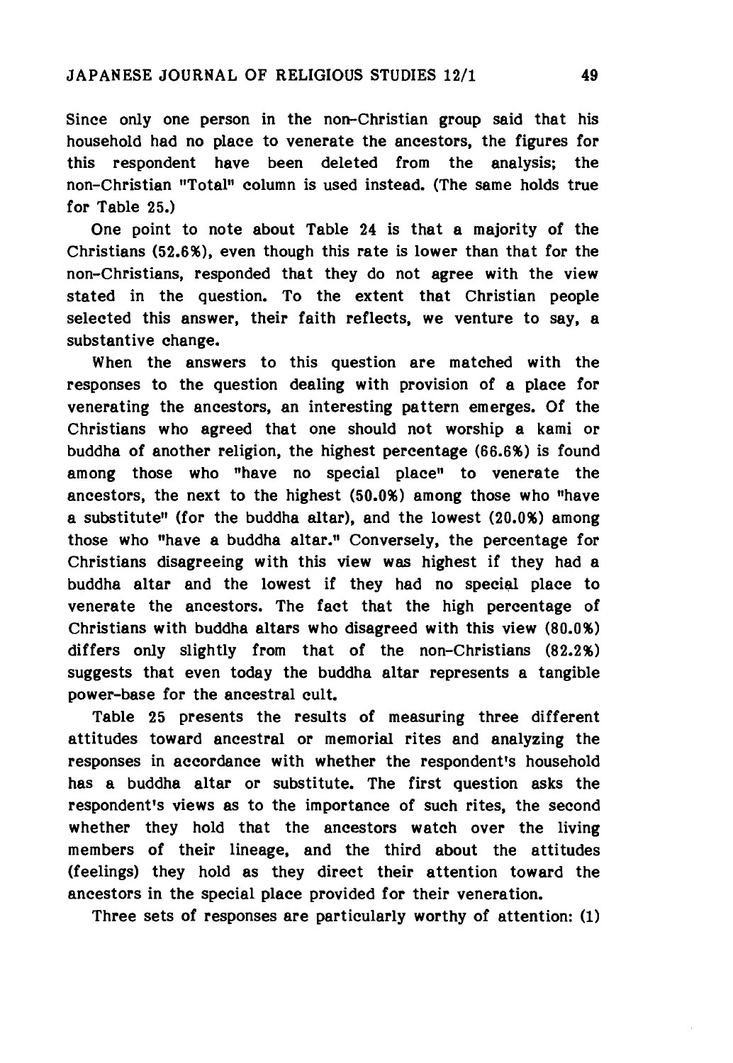Since only one person in the non-Christian group said that his household had no place to venerate the ancestors, the figures for this respondent have been deleted from the analysis; the non-Christian "Total" column is used instead. (The same holds true for Table 25.)

One point to note about Table 24 is that a majority of the Christians (52.6%), even though this rate is lower than that for the non-Christians, responded that they do not agree with the view stated in the question. To the extent that Christian people selected this answer, their faith reflects, we venture to say, a substantive change.

When the answers to this question are matched with the responses to the question dealing with provision of a place for venerating the ancestors, an interesting pattern emerges. Of the Christians who agreed that one should not worship a kami or buddha of another religion, the highest percentage (66.6%) is found among those who "have no special place" to venerate the ancestors, the next to the highest (50.0%) among those who "have a substitute" (for the buddha altar), and the lowest (20.0%) among those who "have a buddha altar." Conversely, the percentage for Christians disagreeing with this view was highest if they had a buddha altar and the lowest if they had no special place to venerate the ancestors. The fact that the high percentage of Christians with buddha altars who disagreed with this view (80.0%) differs only slightly from that of the non-Christians (82.2%) suggests that even today the buddha altar represents a tangible power-base for the ancestral cult.

Table 25 presents the results of measuring three different attitudes toward ancestral or memorial rites and analyzing the responses in accordance with whether the respondent's household has a buddha altar or substitute. The first question asks the respondent's views as to the importance of such rites, the second whether they hold that the ancestors watch over the living members of their lineage, and the third about the attitudes (feelings) they hold as they direct their attention toward the ancestors in the special place provided for their veneration.

Three sets of responses are particularly worthy of attention: (1)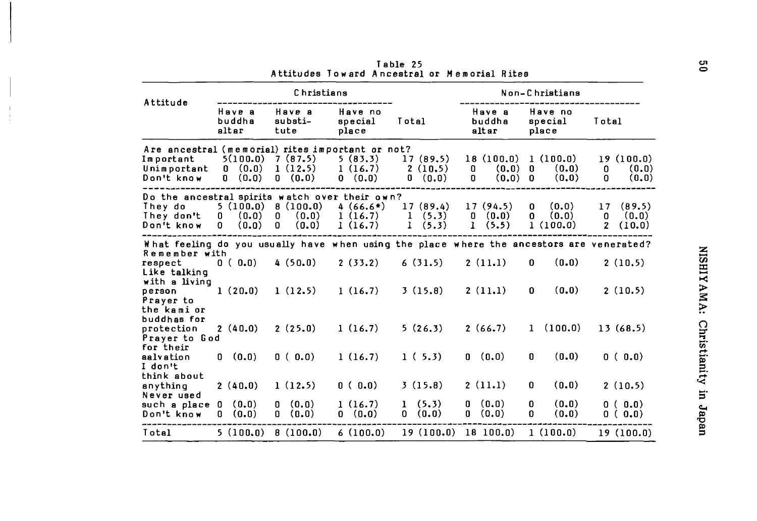Table 25
Attitudes Toward Ancestral or Memorial Rites

| Attitude | Christians | | | | Non-Christians | | |
|---|---|---|---|---|---|---|---|
| | Have a buddha altar | Have a substi-tute | Have no special place | Total | Have a buddha altar | Have no special place | Total |
| Are ancestral (memorial) rites important or not? | | | | | | | |
| Important | 5(100.0) | 7 (87.5) | 5 (83.3) | 17 (89.5) | 18 (100.0) | 1 (100.0) | 19 (100.0) |
| Unimportant | 0 (0.0) | 1 (12.5) | 1 (16.7) | 2 (10.5) | 0 (0.0) | 0 (0.0) | 0 (0.0) |
| Don't know | 0 (0.0) | 0 (0.0) | 0 (0.0) | 0 (0.0) | 0 (0.0) | 0 (0.0) | 0 (0.0) |
| Do the ancestral spirits watch over their own? | | | | | | | |
| They do | 5 (100.0) | 8 (100.0) | 4 (66.6*) | 17 (89.4) | 17 (94.5) | 0 (0.0) | 17 (89.5) |
| They don't | 0 (0.0) | 0 (0.0) | 1 (16.7) | 1 (5.3) | 0 (0.0) | 0 (0.0) | 0 (0.0) |
| Don't know | 0 (0.0) | 0 (0.0) | 1 (16.7) | 1 (5.3) | 1 (5.5) | 1 (100.0) | 2 (10.0) |
| What feeling do you usually have when using the place where the ancestors are venerated? | | | | | | | |
| Remember with respect | 0 ( 0.0) | 4 (50.0) | 2 (33.2) | 6 (31.5) | 2 (11.1) | 0 (0.0) | 2 (10.5) |
| Like talking with a living person | 1 (20.0) | 1 (12.5) | 1 (16.7) | 3 (15.8) | 2 (11.1) | 0 (0.0) | 2 (10.5) |
| Prayer to the kami or buddhas for protection | 2 (40.0) | 2 (25.0) | 1 (16.7) | 5 (26.3) | 2 (66.7) | 1 (100.0) | 13 (68.5) |
| Prayer to God for their salvation | 0 (0.0) | 0 ( 0.0) | 1 (16.7) | 1 ( 5.3) | 0 (0.0) | 0 (0.0) | 0 ( 0.0) |
| I don't think about anything | 2 (40.0) | 1 (12.5) | 0 ( 0.0) | 3 (15.8) | 2 (11.1) | 0 (0.0) | 2 (10.5) |
| Never used such a place | 0 (0.0) | 0 (0.0) | 1 (16.7) | 1 (5.3) | 0 (0.0) | 0 (0.0) | 0 ( 0.0) |
| Don't know | 0 (0.0) | 0 (0.0) | 0 (0.0) | 0 (0.0) | 0 (0.0) | 0 (0.0) | 0 ( 0.0) |
| Total | 5 (100.0) | 8 (100.0) | 6 (100.0) | 19 (100.0) | 18 100.0) | 1 (100.0) | 19 (100.0) |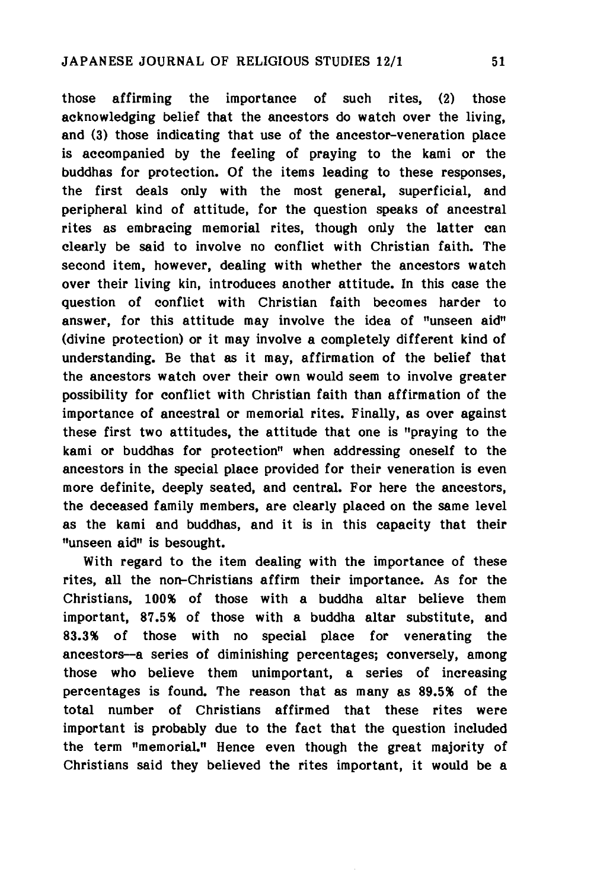those affirming the importance of such rites, (2) those acknowledging belief that the ancestors do watch over the living, and (3) those indicating that use of the ancestor-veneration place is accompanied by the feeling of praying to the kami or the buddhas for protection. Of the items leading to these responses, the first deals only with the most general, superficial, and peripheral kind of attitude, for the question speaks of ancestral rites as embracing memorial rites, though only the latter can clearly be said to involve no conflict with Christian faith. The second item, however, dealing with whether the ancestors watch over their living kin, introduces another attitude. In this case the question of conflict with Christian faith becomes harder to answer, for this attitude may involve the idea of "unseen aid" (divine protection) or it may involve a completely different kind of understanding. Be that as it may, affirmation of the belief that the ancestors watch over their own would seem to involve greater possibility for conflict with Christian faith than affirmation of the importance of ancestral or memorial rites. Finally, as over against these first two attitudes, the attitude that one is "praying to the kami or buddhas for protection" when addressing oneself to the ancestors in the special place provided for their veneration is even more definite, deeply seated, and central. For here the ancestors, the deceased family members, are clearly placed on the same level as the kami and buddhas, and it is in this capacity that their "unseen aid" is besought.

With regard to the item dealing with the importance of these rites, all the non-Christians affirm their importance. As for the Christians, 100% of those with a buddha altar believe them important, 87.5% of those with a buddha altar substitute, and 83.3% of those with no special place for venerating the ancestors—a series of diminishing percentages; conversely, among those who believe them unimportant, a series of increasing percentages is found. The reason that as many as 89.5% of the total number of Christians affirmed that these rites were important is probably due to the fact that the question included the term "memorial." Hence even though the great majority of Christians said they believed the rites important, it would be a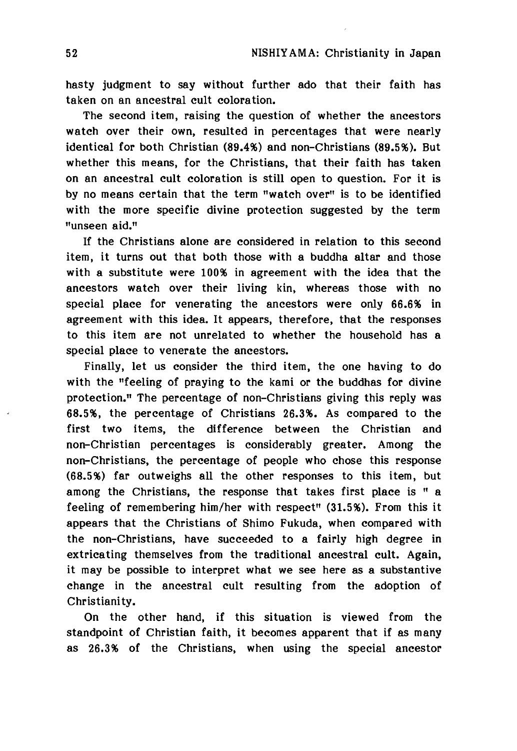hasty judgment to say without further ado that their faith has taken on an ancestral cult coloration.

The second item, raising the question of whether the ancestors watch over their own, resulted in percentages that were nearly identical for both Christian (89.4%) and non-Christians (89.5%). But whether this means, for the Christians, that their faith has taken on an ancestral cult coloration is still open to question. For it is by no means certain that the term "watch over" is to be identified with the more specific divine protection suggested by the term "unseen aid."

If the Christians alone are considered in relation to this second item, it turns out that both those with a buddha altar and those with a substitute were 100% in agreement with the idea that the ancestors watch over their living kin, whereas those with no special place for venerating the ancestors were only 66.6% in agreement with this idea. It appears, therefore, that the responses to this item are not unrelated to whether the household has a special place to venerate the ancestors.

Finally, let us consider the third item, the one having to do with the "feeling of praying to the kami or the buddhas for divine protection." The percentage of non-Christians giving this reply was 68.5%, the percentage of Christians 26.3%. As compared to the first two items, the difference between the Christian and non-Christian percentages is considerably greater. Among the non-Christians, the percentage of people who chose this response (68.5%) far outweighs all the other responses to this item, but among the Christians, the response that takes first place is " a feeling of remembering him/her with respect" (31.5%). From this it appears that the Christians of Shimo Fukuda, when compared with the non-Christians, have succeeded to a fairly high degree in extricating themselves from the traditional ancestral cult. Again, it may be possible to interpret what we see here as a substantive change in the ancestral cult resulting from the adoption of Christianity.

On the other hand, if this situation is viewed from the standpoint of Christian faith, it becomes apparent that if as many as 26.3% of the Christians, when using the special ancestor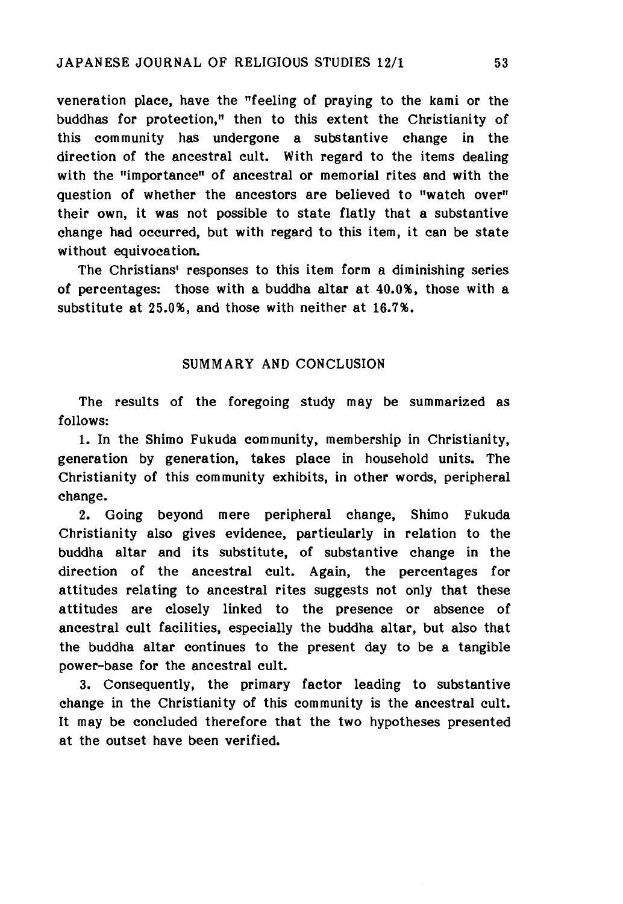veneration place, have the "feeling of praying to the kami or the buddhas for protection," then to this extent the Christianity of this community has undergone a substantive change in the direction of the ancestral cult. With regard to the items dealing with the "importance" of ancestral or memorial rites and with the question of whether the ancestors are believed to "watch over" their own, it was not possible to state flatly that a substantive change had occurred, but with regard to this item, it can be state without equivocation.

The Christians' responses to this item form a diminishing series of percentages: those with a buddha altar at 40.0%, those with a substitute at 25.0%, and those with neither at 16.7%.

## SUMMARY AND CONCLUSION

The results of the foregoing study may be summarized as follows:

1. In the Shimo Fukuda community, membership in Christianity, generation by generation, takes place in household units. The Christianity of this community exhibits, in other words, peripheral change.

2. Going beyond mere peripheral change, Shimo Fukuda Christianity also gives evidence, particularly in relation to the buddha altar and its substitute, of substantive change in the direction of the ancestral cult. Again, the percentages for attitudes relating to ancestral rites suggests not only that these attitudes are closely linked to the presence or absence of ancestral cult facilities, especially the buddha altar, but also that the buddha altar continues to the present day to be a tangible power-base for the ancestral cult.

3. Consequently, the primary factor leading to substantive change in the Christianity of this community is the ancestral cult. It may be concluded therefore that the two hypotheses presented at the outset have been verified.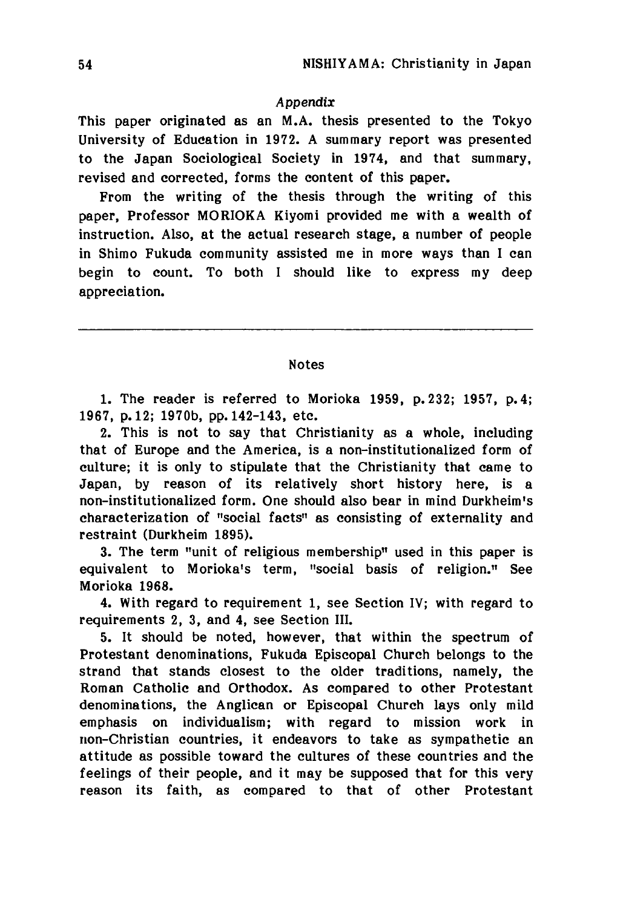*Appendix*

This paper originated as an M.A. thesis presented to the Tokyo University of Education in 1972. A summary report was presented to the Japan Sociological Society in 1974, and that summary, revised and corrected, forms the content of this paper.

From the writing of the thesis through the writing of this paper, Professor MORIOKA Kiyomi provided me with a wealth of instruction. Also, at the actual research stage, a number of people in Shimo Fukuda community assisted me in more ways than I can begin to count. To both I should like to express my deep appreciation.

---

## Notes

1. The reader is referred to Morioka 1959, p. 232; 1957, p. 4; 1967, p. 12; 1970b, pp. 142-143, etc.

2. This is not to say that Christianity as a whole, including that of Europe and the America, is a non-institutionalized form of culture; it is only to stipulate that the Christianity that came to Japan, by reason of its relatively short history here, is a non-institutionalized form. One should also bear in mind Durkheim's characterization of "social facts" as consisting of externality and restraint (Durkheim 1895).

3. The term "unit of religious membership" used in this paper is equivalent to Morioka's term, "social basis of religion." See Morioka 1968.

4. With regard to requirement 1, see Section IV; with regard to requirements 2, 3, and 4, see Section III.

5. It should be noted, however, that within the spectrum of Protestant denominations, Fukuda Episcopal Church belongs to the strand that stands closest to the older traditions, namely, the Roman Catholic and Orthodox. As compared to other Protestant denominations, the Anglican or Episcopal Church lays only mild emphasis on individualism; with regard to mission work in non-Christian countries, it endeavors to take as sympathetic an attitude as possible toward the cultures of these countries and the feelings of their people, and it may be supposed that for this very reason its faith, as compared to that of other Protestant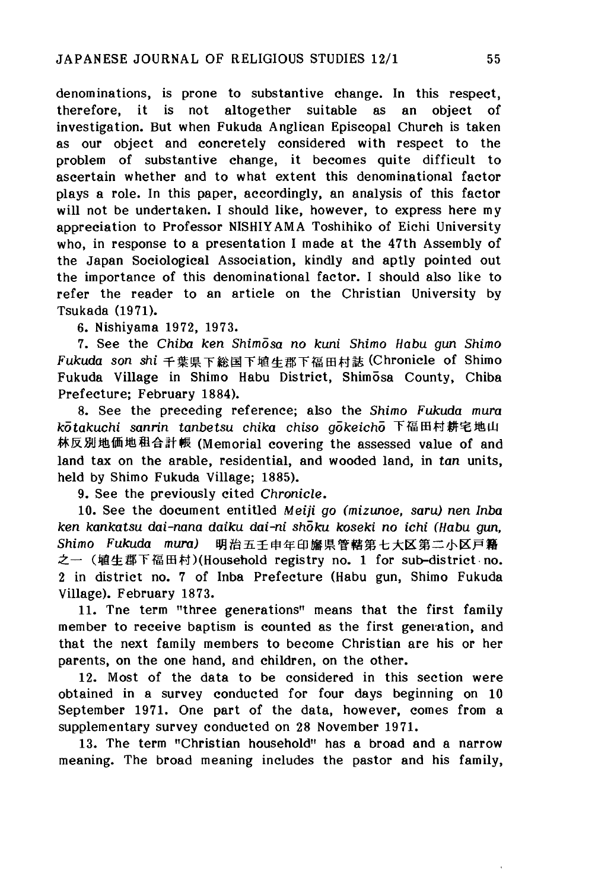denominations, is prone to substantive change. In this respect, therefore, it is not altogether suitable as an object of investigation. But when Fukuda Anglican Episcopal Church is taken as our object and concretely considered with respect to the problem of substantive change, it becomes quite difficult to ascertain whether and to what extent this denominational factor plays a role. In this paper, accordingly, an analysis of this factor will not be undertaken. I should like, however, to express here my appreciation to Professor NISHIYAMA Toshihiko of Eichi University who, in response to a presentation I made at the 47th Assembly of the Japan Sociological Association, kindly and aptly pointed out the importance of this denominational factor. I should also like to refer the reader to an article on the Christian University by Tsukada (1971).

6. Nishiyama 1972, 1973.

7. See the *Chiba ken Shimōsa no kuni Shimo Habu gun Shimo Fukuda son shi* 千葉県下総国下埴生郡下福田村誌 (Chronicle of Shimo Fukuda Village in Shimo Habu District, Shimōsa County, Chiba Prefecture; February 1884).

8. See the preceding reference; also the *Shimo Fukuda mura kōtakuchi sanrin tanbetsu chika chiso gōkeichō* 下福田村耕宅地山林反別地価地租合計帳 (Memorial covering the assessed value of and land tax on the arable, residential, and wooded land, in *tan* units, held by Shimo Fukuda Village; 1885).

9. See the previously cited *Chronicle*.

10. See the document entitled *Meiji go (mizunoe, saru) nen Inba ken kankatsu dai-nana daiku dai-ni shōku koseki no ichi (Habu gun, Shimo Fukuda mura)* 明治五壬申年印旛県管轄第七大区第二小区戸籍之一（埴生郡下福田村)(Household registry no. 1 for sub-district no. 2 in district no. 7 of Inba Prefecture (Habu gun, Shimo Fukuda Village). February 1873.

11. Tne term "three generations" means that the first family member to receive baptism is counted as the first generation, and that the next family members to become Christian are his or her parents, on the one hand, and children, on the other.

12. Most of the data to be considered in this section were obtained in a survey conducted for four days beginning on 10 September 1971. One part of the data, however, comes from a supplementary survey conducted on 28 November 1971.

13. The term "Christian household" has a broad and a narrow meaning. The broad meaning includes the pastor and his family,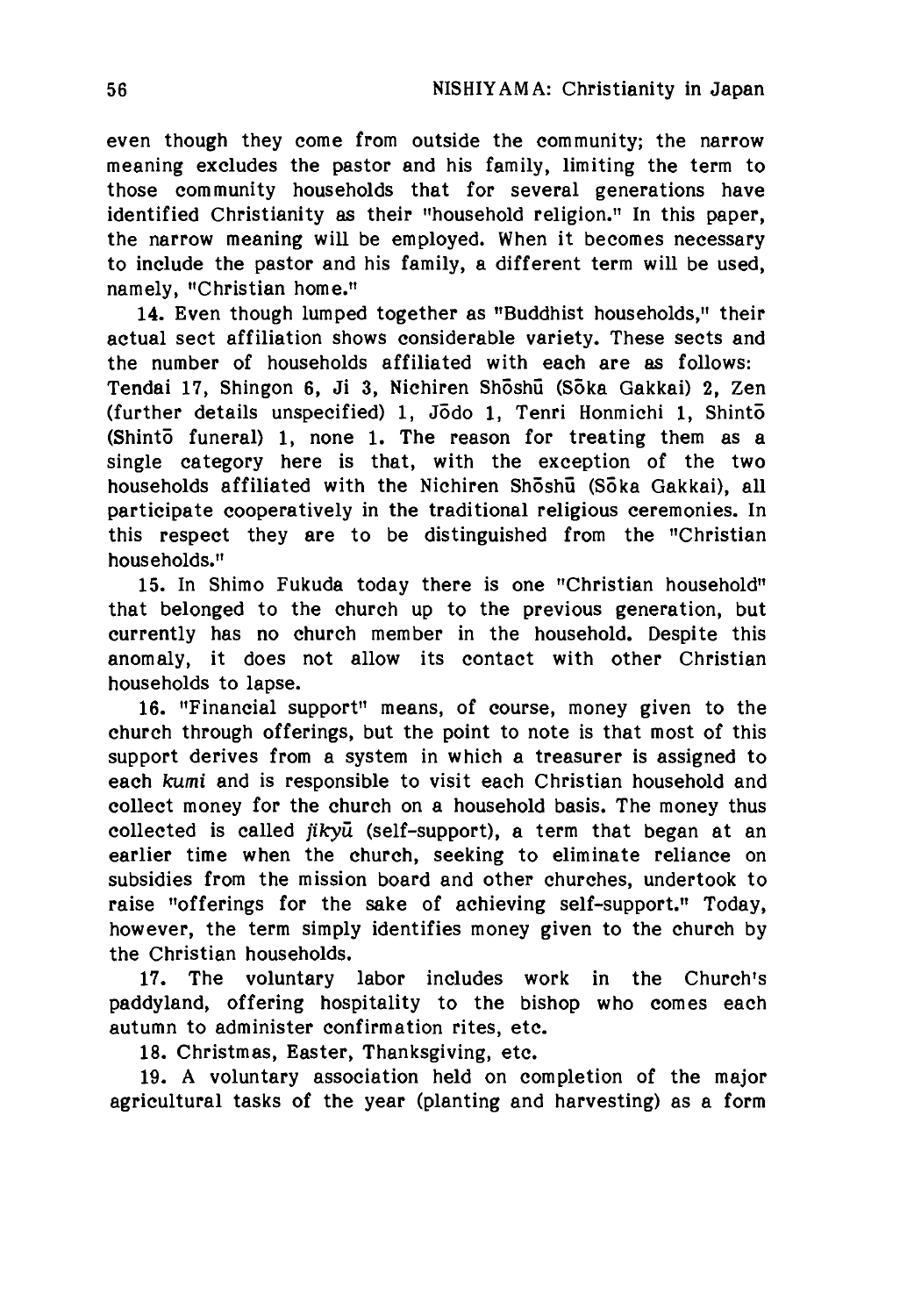even though they come from outside the community; the narrow meaning excludes the pastor and his family, limiting the term to those community households that for several generations have identified Christianity as their "household religion." In this paper, the narrow meaning will be employed. When it becomes necessary to include the pastor and his family, a different term will be used, namely, "Christian home."

14. Even though lumped together as "Buddhist households," their actual sect affiliation shows considerable variety. These sects and the number of households affiliated with each are as follows: Tendai 17, Shingon 6, Ji 3, Nichiren Shōshū (Sōka Gakkai) 2, Zen (further details unspecified) 1, Jōdo 1, Tenri Honmichi 1, Shintō (Shintō funeral) 1, none 1. The reason for treating them as a single category here is that, with the exception of the two households affiliated with the Nichiren Shōshū (Sōka Gakkai), all participate cooperatively in the traditional religious ceremonies. In this respect they are to be distinguished from the "Christian households."

15. In Shimo Fukuda today there is one "Christian household" that belonged to the church up to the previous generation, but currently has no church member in the household. Despite this anomaly, it does not allow its contact with other Christian households to lapse.

16. "Financial support" means, of course, money given to the church through offerings, but the point to note is that most of this support derives from a system in which a treasurer is assigned to each *kumi* and is responsible to visit each Christian household and collect money for the church on a household basis. The money thus collected is called *jikyū* (self-support), a term that began at an earlier time when the church, seeking to eliminate reliance on subsidies from the mission board and other churches, undertook to raise "offerings for the sake of achieving self-support." Today, however, the term simply identifies money given to the church by the Christian households.

17. The voluntary labor includes work in the Church's paddyland, offering hospitality to the bishop who comes each autumn to administer confirmation rites, etc.

18. Christmas, Easter, Thanksgiving, etc.

19. A voluntary association held on completion of the major agricultural tasks of the year (planting and harvesting) as a form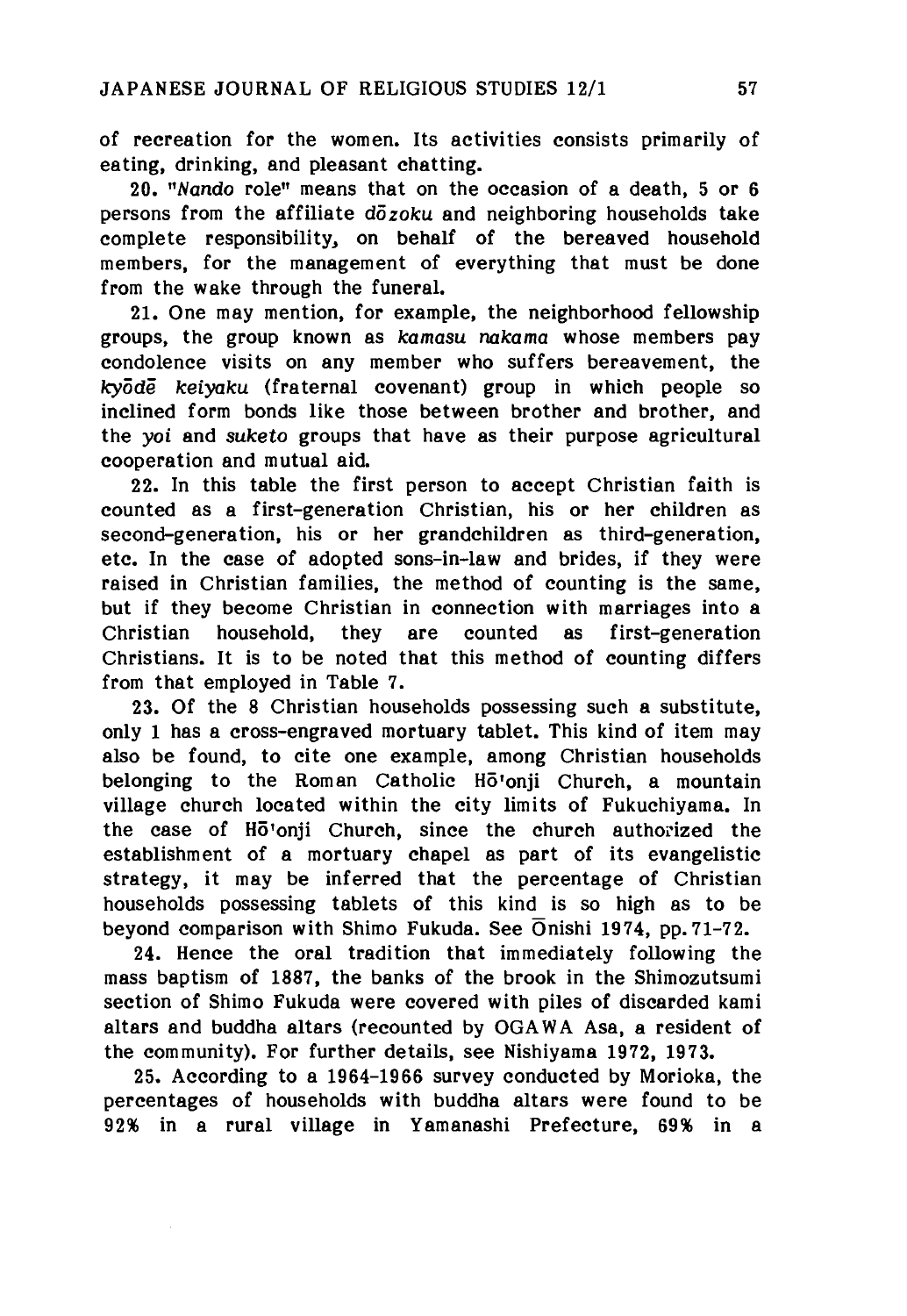of recreation for the women. Its activities consists primarily of eating, drinking, and pleasant chatting.

20. "*Nando* role" means that on the occasion of a death, 5 or 6 persons from the affiliate *dōzoku* and neighboring households take complete responsibility, on behalf of the bereaved household members, for the management of everything that must be done from the wake through the funeral.

21. One may mention, for example, the neighborhood fellowship groups, the group known as *kamasu nakama* whose members pay condolence visits on any member who suffers bereavement, the *kyōdē keiyaku* (fraternal covenant) group in which people so inclined form bonds like those between brother and brother, and the *yoi* and *suketo* groups that have as their purpose agricultural cooperation and mutual aid.

22. In this table the first person to accept Christian faith is counted as a first-generation Christian, his or her children as second-generation, his or her grandchildren as third-generation, etc. In the case of adopted sons-in-law and brides, if they were raised in Christian families, the method of counting is the same, but if they become Christian in connection with marriages into a Christian household, they are counted as first-generation Christians. It is to be noted that this method of counting differs from that employed in Table 7.

23. Of the 8 Christian households possessing such a substitute, only 1 has a cross-engraved mortuary tablet. This kind of item may also be found, to cite one example, among Christian households belonging to the Roman Catholic Hō'onji Church, a mountain village church located within the city limits of Fukuchiyama. In the case of Hō'onji Church, since the church authorized the establishment of a mortuary chapel as part of its evangelistic strategy, it may be inferred that the percentage of Christian households possessing tablets of this kind is so high as to be beyond comparison with Shimo Fukuda. See Ōnishi 1974, pp. 71-72.

24. Hence the oral tradition that immediately following the mass baptism of 1887, the banks of the brook in the Shimozutsumi section of Shimo Fukuda were covered with piles of discarded kami altars and buddha altars (recounted by OGAWA Asa, a resident of the community). For further details, see Nishiyama 1972, 1973.

25. According to a 1964-1966 survey conducted by Morioka, the percentages of households with buddha altars were found to be 92% in a rural village in Yamanashi Prefecture, 69% in a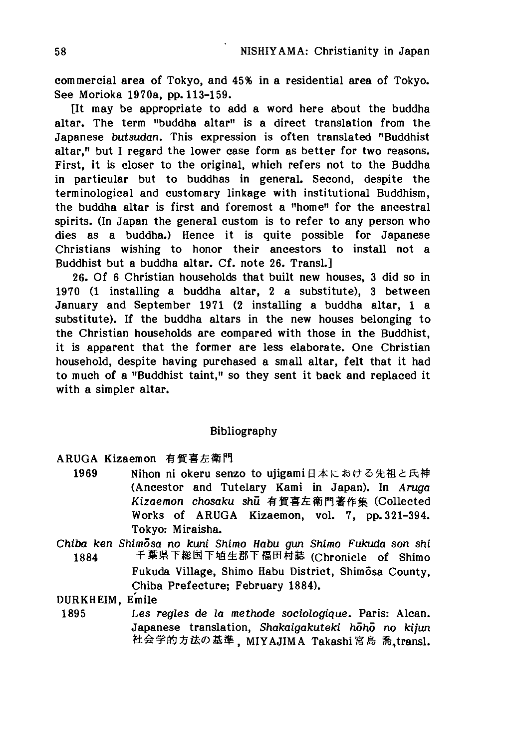commercial area of Tokyo, and 45% in a residential area of Tokyo. See Morioka 1970a, pp. 113-159.

[It may be appropriate to add a word here about the buddha altar. The term "buddha altar" is a direct translation from the Japanese *butsudan*. This expression is often translated "Buddhist altar," but I regard the lower case form as better for two reasons. First, it is closer to the original, which refers not to the Buddha in particular but to buddhas in general. Second, despite the terminological and customary linkage with institutional Buddhism, the buddha altar is first and foremost a "home" for the ancestral spirits. (In Japan the general custom is to refer to any person who dies as a buddha.) Hence it is quite possible for Japanese Christians wishing to honor their ancestors to install not a Buddhist but a buddha altar. Cf. note 26. Transl.]

26. Of 6 Christian households that built new houses, 3 did so in 1970 (1 installing a buddha altar, 2 a substitute), 3 between January and September 1971 (2 installing a buddha altar, 1 a substitute). If the buddha altars in the new houses belonging to the Christian households are compared with those in the Buddhist, it is apparent that the former are less elaborate. One Christian household, despite having purchased a small altar, felt that it had to much of a "Buddhist taint," so they sent it back and replaced it with a simpler altar.

## Bibliography

ARUGA Kizaemon 有賀喜左衛門

1969 Nihon ni okeru senzo to ujigami 日本における先祖と氏神 (Ancestor and Tutelary Kami in Japan). In *Aruga Kizaemon chosaku shū* 有賀喜左衛門著作集 (Collected Works of ARUGA Kizaemon, vol. 7, pp. 321-394. Tokyo: Miraisha.

*Chiba ken Shimōsa no kuni Shimo Habu gun Shimo Fukuda son shi*

1884 千葉県下総国下埴生郡下福田村誌 (Chronicle of Shimo Fukuda Village, Shimo Habu District, Shimōsa County, Chiba Prefecture; February 1884).

DURKHEIM, Émile

1895 *Les regles de la methode sociologique*. Paris: Alcan. Japanese translation, *Shakaigakuteki hōhō no kijun* 社会学的方法の基準, MIYAJIMA Takashi 宮島 喬, transl.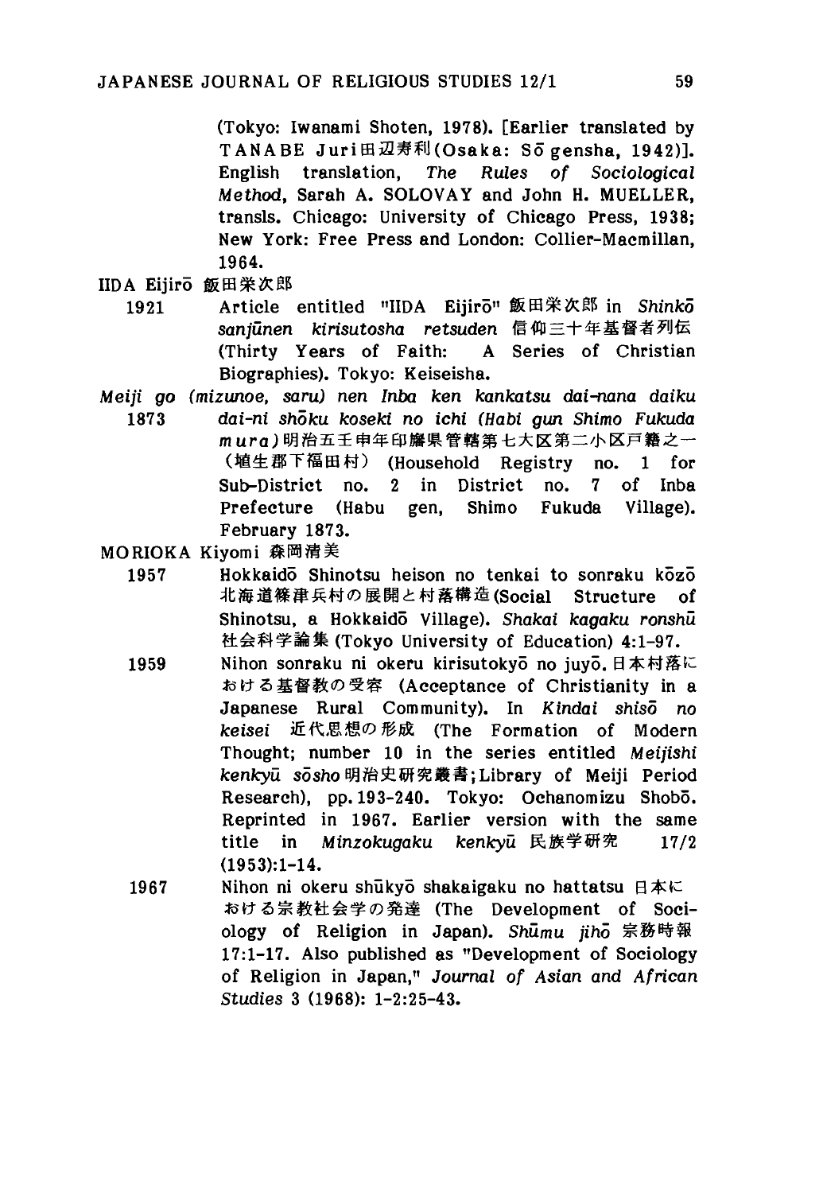(Tokyo: Iwanami Shoten, 1978). [Earlier translated by TANABE Juri田辺寿利(Osaka: Sō gensha, 1942)]. English translation, *The Rules of Sociological Method*, Sarah A. SOLOVAY and John H. MUELLER, transls. Chicago: University of Chicago Press, 1938; New York: Free Press and London: Collier-Macmillan, 1964.

IIDA Eijirō 飯田栄次郎

1921 Article entitled "IIDA Eijirō" 飯田栄次郎 in *Shinkō sanjūnen kirisutosha retsuden* 信仰三十年基督者列伝 (Thirty Years of Faith: A Series of Christian Biographies). Tokyo: Keiseisha.

*Meiji go (mizunoe, saru) nen Inba ken kankatsu dai-nana daiku*

1873 *dai-ni shōku koseki no ichi (Habi gun Shimo Fukuda mura)* 明治五壬申年印旛県管轄第七大区第二小区戸籍之一（埴生郡下福田村） (Household Registry no. 1 for Sub-District no. 2 in District no. 7 of Inba Prefecture (Habu gen, Shimo Fukuda Village). February 1873.

MORIOKA Kiyomi 森岡清美

1957 Hokkaidō Shinotsu heison no tenkai to sonraku kōzō 北海道篠津兵村の展開と村落構造 (Social Structure of Shinotsu, a Hokkaidō Village). *Shakai kagaku ronshū* 社会科学論集 (Tokyo University of Education) 4:1-97.

1959 Nihon sonraku ni okeru kirisutokyō no juyō. 日本村落における基督教の受容 (Acceptance of Christianity in a Japanese Rural Community). In *Kindai shisō no keisei* 近代思想の形成 (The Formation of Modern Thought; number 10 in the series entitled *Meijishi kenkyū sōsho* 明治史研究叢書; Library of Meiji Period Research), pp. 193-240. Tokyo: Ochanomizu Shobō. Reprinted in 1967. Earlier version with the same title in *Minzokugaku kenkyū* 民族学研究 17/2 (1953):1-14.

1967 Nihon ni okeru shūkyō shakaigaku no hattatsu 日本における宗教社会学の発達 (The Development of Sociology of Religion in Japan). *Shūmu jihō* 宗務時報 17:1-17. Also published as "Development of Sociology of Religion in Japan," *Journal of Asian and African Studies* 3 (1968): 1-2:25-43.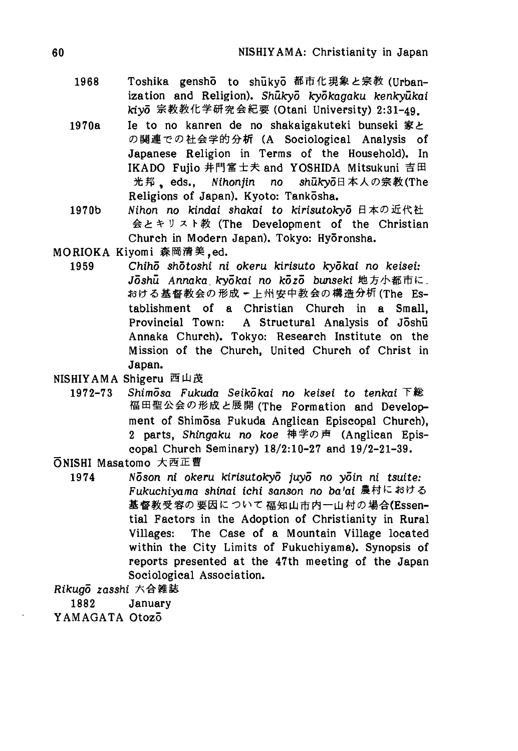1968 Toshika genshō to shūkyō 都市化現象と宗教 (Urbanization and Religion). *Shūkyō kyōkagaku kenkyūkai kiyō* 宗教教化学研究会紀要 (Otani University) 2:31-49.

1970a Ie to no kanren de no shakaigakuteki bunseki 家との関連での社会学的分析 (A Sociological Analysis of Japanese Religion in Terms of the Household). In IKADO Fujio 井門富士夫 and YOSHIDA Mitsukuni 吉田光邦, eds., *Nihonjin no shūkyō* 日本人の宗教 (The Religions of Japan). Kyoto: Tankōsha.

1970b *Nihon no kindai shakai to kirisutokyō* 日本の近代社会とキリスト教 (The Development of the Christian Church in Modern Japan). Tokyo: Hyōronsha.

MORIOKA Kiyomi 森岡清美, ed.

1959 *Chihō shōtoshi ni okeru kirisuto kyōkai no keisei: Jōshū Annaka kyōkai no kōzō bunseki* 地方小都市における基督教会の形成－上州安中教会の構造分析 (The Establishment of a Christian Church in a Small, Provincial Town: A Structural Analysis of Jōshū Annaka Church). Tokyo: Research Institute on the Mission of the Church, United Church of Christ in Japan.

NISHIYAMA Shigeru 西山茂

1972-73 *Shimōsa Fukuda Seikōkai no keisei to tenkai* 下総福田聖公会の形成と展開 (The Formation and Development of Shimōsa Fukuda Anglican Episcopal Church), 2 parts, *Shingaku no koe* 神学の声 (Anglican Episcopal Church Seminary) 18/2:10-27 and 19/2-21-39.

ŌNISHI Masatomo 大西正曹

1974 *Nōson ni okeru kirisutokyō juyō no yōin ni tsuite: Fukuchiyama shinai ichi sanson no ba'ai* 農村における基督教受容の要因について福知山市内一山村の場合 (Essential Factors in the Adoption of Christianity in Rural Villages: The Case of a Mountain Village located within the City Limits of Fukuchiyama). Synopsis of reports presented at the 47th meeting of the Japan Sociological Association.

*Rikugō zasshi* 六合雑誌

1882 January

YAMAGATA Otozō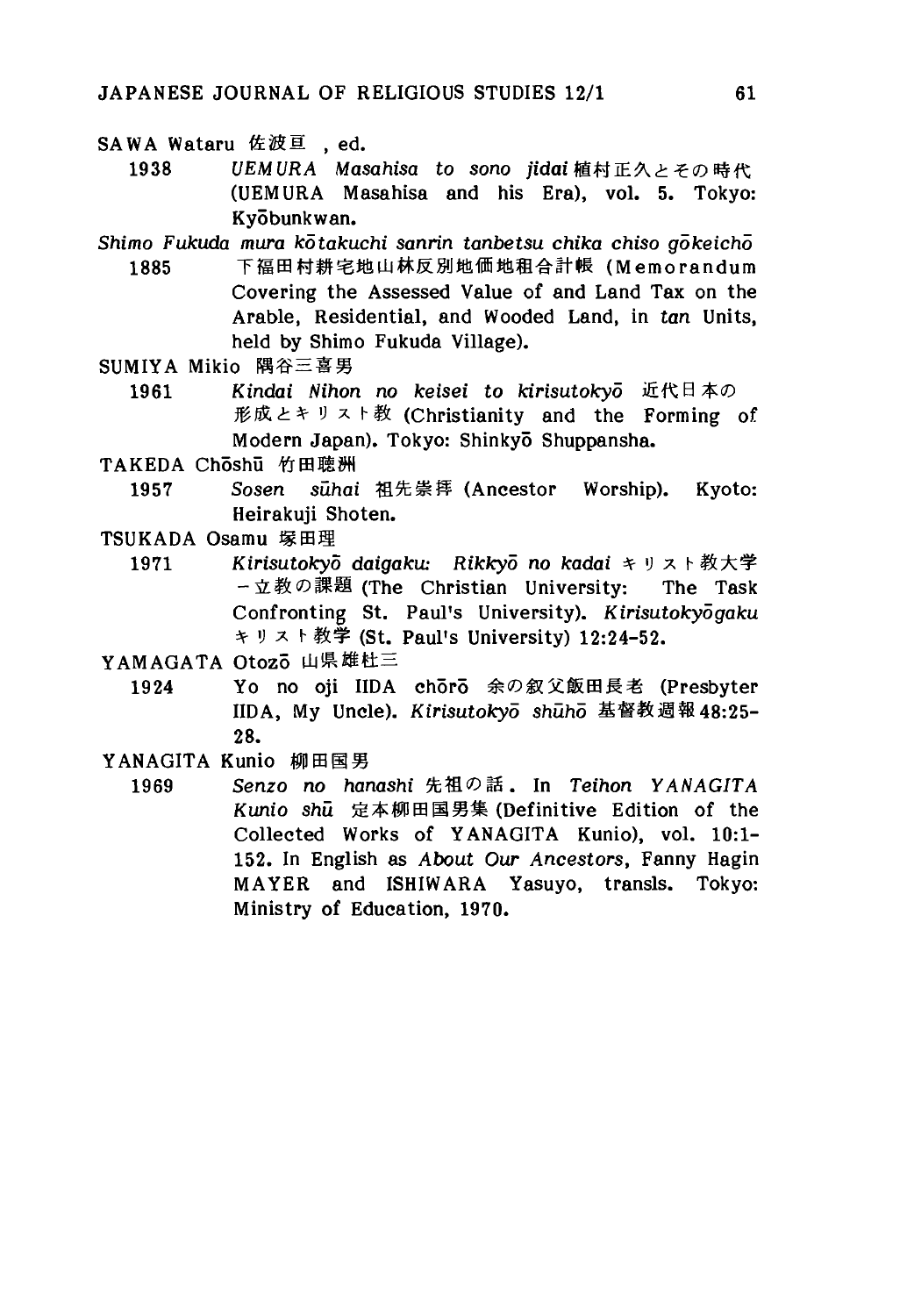SAWA Wataru 佐波亘 , ed.

1938 *UEMURA Masahisa to sono jidai* 植村正久とその時代 (UEMURA Masahisa and his Era), vol. 5. Tokyo: Kyōbunkwan.

*Shimo Fukuda mura kōtakuchi sanrin tanbetsu chika chiso gōkeichō*

1885 下福田村耕宅地山林反別地価地租合計帳 (Memorandum Covering the Assessed Value of and Land Tax on the Arable, Residential, and Wooded Land, in *tan* Units, held by Shimo Fukuda Village).

SUMIYA Mikio 隅谷三喜男

1961 *Kindai Nihon no keisei to kirisutokyō* 近代日本の形成とキリスト教 (Christianity and the Forming of Modern Japan). Tokyo: Shinkyō Shuppansha.

TAKEDA Chōshū 竹田聴洲

1957 *Sosen sūhai* 祖先崇拝 (Ancestor Worship). Kyoto: Heirakuji Shoten.

TSUKADA Osamu 塚田理

1971 *Kirisutokyō daigaku: Rikkyō no kadai* キリスト教大学ー立教の課題 (The Christian University: The Task Confronting St. Paul's University). *Kirisutokyōgaku* キリスト教学 (St. Paul's University) 12:24-52.

YAMAGATA Otozō 山県雄杜三

1924 Yo no oji IIDA chōrō 余の叔父飯田長老 (Presbyter IIDA, My Uncle). *Kirisutokyō shūhō* 基督教週報 48:25-28.

YANAGITA Kunio 柳田国男

1969 *Senzo no hanashi* 先祖の話. In *Teihon YANAGITA Kunio shū* 定本柳田国男集 (Definitive Edition of the Collected Works of YANAGITA Kunio), vol. 10:1-152. In English as *About Our Ancestors*, Fanny Hagin MAYER and ISHIWARA Yasuyo, transls. Tokyo: Ministry of Education, 1970.